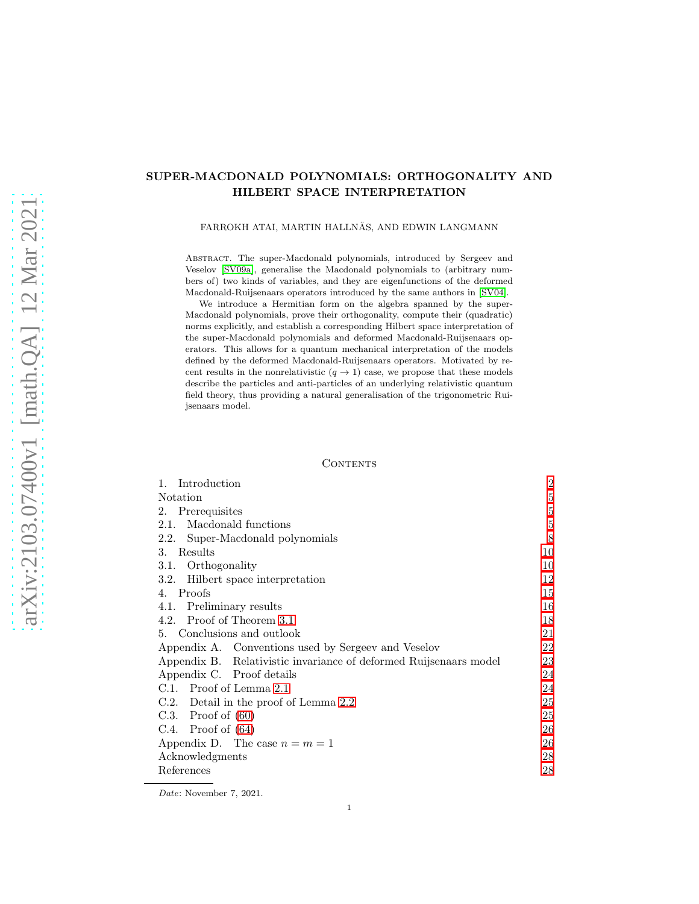# SUPER-MACDONALD POLYNOMIALS: ORTHOGONALITY AND HILBERT SPACE INTERPRETATION

FARROKH ATAI, MARTIN HALLNÄS, AND EDWIN LANGMANN

Abstract. The super-Macdonald polynomials, introduced by Sergeev and Veselov [SV09a], generalise the Macdonald polynomials to (arbitrary numbers of) two kinds of variables, and they are eigenfunctions of the deformed Macdonald-Ruijsenaars operators introduced by the same authors in [SV04].

We introduce a Hermitian form on the algebra spanned by the super-Macdonald polynomials, prove their orthogonality, compute their (quadratic) norms explicitly, and establish a corresponding Hilbert space interpretation of the super-Macdonald polynomials and deformed Macdonald-Ruijsenaars operators. This allows for a quantum mechanical interpretation of the models defined by the deformed Macdonald-Ruijsenaars operators. Motivated by recent results in the nonrelativistic ($q \to 1$) case, we propose that these models describe the particles and anti-particles of an underlying relativistic quantum field theory, thus providing a natural generalisation of the trigonometric Ruijsenaars model.

Contents

| | |
|---|---|
| 1. Introduction | 2 |
| Notation | 5 |
| 2. Prerequisites | 5 |
| 2.1. Macdonald functions | 5 |
| 2.2. Super-Macdonald polynomials | 8 |
| 3. Results | 10 |
| 3.1. Orthogonality | 10 |
| 3.2. Hilbert space interpretation | 12 |
| 4. Proofs | 15 |
| 4.1. Preliminary results | 16 |
| 4.2. Proof of Theorem 3.1 | 18 |
| 5. Conclusions and outlook | 21 |
| Appendix A. Conventions used by Sergeev and Veselov | 22 |
| Appendix B. Relativistic invariance of deformed Ruijsenaars model | 23 |
| Appendix C. Proof details | 24 |
| C.1. Proof of Lemma 2.1 | 24 |
| C.2. Detail in the proof of Lemma 2.2 | 25 |
| C.3. Proof of (60) | 25 |
| C.4. Proof of (64) | 26 |
| Appendix D. The case $n = m = 1$ | 26 |
| Acknowledgments | 28 |
| References | 28 |

*Date*: November 7, 2021.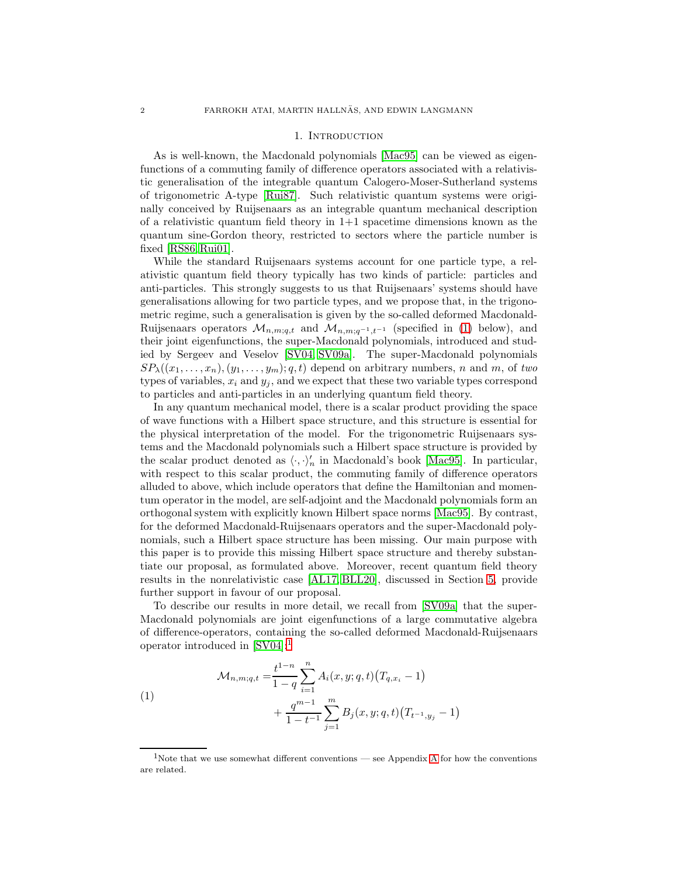## 1. Introduction

As is well-known, the Macdonald polynomials [Mac95] can be viewed as eigenfunctions of a commuting family of difference operators associated with a relativistic generalisation of the integrable quantum Calogero-Moser-Sutherland systems of trigonometric A-type [Rui87]. Such relativistic quantum systems were originally conceived by Ruijsenaars as an integrable quantum mechanical description of a relativistic quantum field theory in 1+1 spacetime dimensions known as the quantum sine-Gordon theory, restricted to sectors where the particle number is fixed [RS86, Rui01].

While the standard Ruijsenaars systems account for one particle type, a relativistic quantum field theory typically has two kinds of particle: particles and anti-particles. This strongly suggests to us that Ruijsenaars' systems should have generalisations allowing for two particle types, and we propose that, in the trigonometric regime, such a generalisation is given by the so-called deformed Macdonald-Ruijsenaars operators $\mathcal{M}_{n,m;q,t}$ and $\mathcal{M}_{n,m;q^{-1},t^{-1}}$ (specified in (1) below), and their joint eigenfunctions, the super-Macdonald polynomials, introduced and studied by Sergeev and Veselov [SV04, SV09a]. The super-Macdonald polynomials $SP_\lambda((x_1,\ldots,x_n),(y_1,\ldots,y_m);q,t)$ depend on arbitrary numbers, $n$ and $m$, of *two* types of variables, $x_i$ and $y_j$, and we expect that these two variable types correspond to particles and anti-particles in an underlying quantum field theory.

In any quantum mechanical model, there is a scalar product providing the space of wave functions with a Hilbert space structure, and this structure is essential for the physical interpretation of the model. For the trigonometric Ruijsenaars systems and the Macdonald polynomials such a Hilbert space structure is provided by the scalar product denoted as $\langle\cdot,\cdot\rangle_n'$ in Macdonald's book [Mac95]. In particular, with respect to this scalar product, the commuting family of difference operators alluded to above, which include operators that define the Hamiltonian and momentum operator in the model, are self-adjoint and the Macdonald polynomials form an orthogonal system with explicitly known Hilbert space norms [Mac95]. By contrast, for the deformed Macdonald-Ruijsenaars operators and the super-Macdonald polynomials, such a Hilbert space structure has been missing. Our main purpose with this paper is to provide this missing Hilbert space structure and thereby substantiate our proposal, as formulated above. Moreover, recent quantum field theory results in the nonrelativistic case [AL17, BLL20], discussed in Section 5, provide further support in favour of our proposal.

To describe our results in more detail, we recall from [SV09a] that the super-Macdonald polynomials are joint eigenfunctions of a large commutative algebra of difference-operators, containing the so-called deformed Macdonald-Ruijsenaars operator introduced in [SV04]:[1]

$$
\begin{aligned}
\mathcal{M}_{n,m;q,t} =& \frac{t^{1-n}}{1-q}\sum_{i=1}^{n} A_i(x,y;q,t)\big(T_{q,x_i}-1\big) \\
&+\frac{q^{m-1}}{1-t^{-1}}\sum_{j=1}^{m} B_j(x,y;q,t)\big(T_{t^{-1},y_j}-1\big)
\end{aligned}
\tag{1}
$$

[1] Note that we use somewhat different conventions — see Appendix A for how the conventions are related.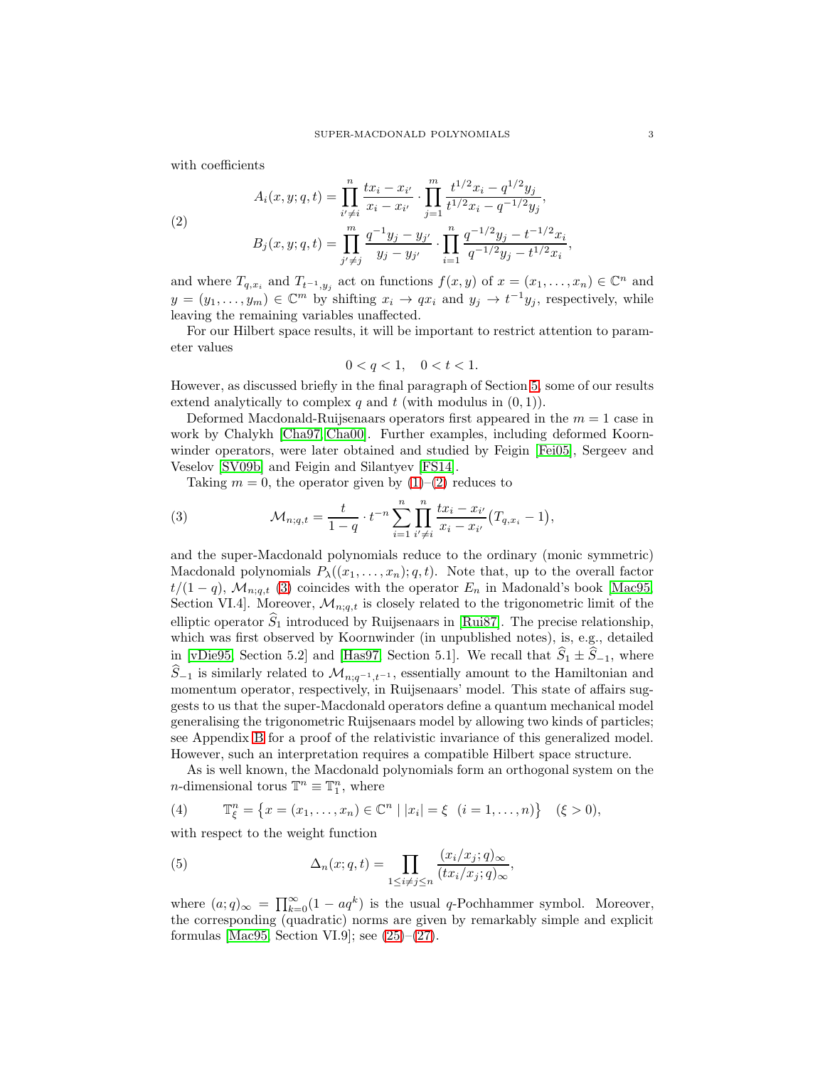with coefficients

$$
\begin{aligned}
A_i(x,y;q,t) &= \prod_{i'\neq i}^{n} \frac{tx_i - x_{i'}}{x_i - x_{i'}} \cdot \prod_{j=1}^{m} \frac{t^{1/2}x_i - q^{1/2}y_j}{t^{1/2}x_i - q^{-1/2}y_j}, \\
B_j(x,y;q,t) &= \prod_{j'\neq j}^{m} \frac{q^{-1}y_j - y_{j'}}{y_j - y_{j'}} \cdot \prod_{i=1}^{n} \frac{q^{-1/2}y_j - t^{-1/2}x_i}{q^{-1/2}y_j - t^{1/2}x_i},
\end{aligned}
\tag{2}
$$

and where $T_{q,x_i}$ and $T_{t^{-1},y_j}$ act on functions $f(x,y)$ of $x=(x_1,\dots,x_n)\in\mathbb{C}^n$ and $y=(y_1,\dots,y_m)\in\mathbb{C}^m$ by shifting $x_i\to qx_i$ and $y_j\to t^{-1}y_j$, respectively, while leaving the remaining variables unaffected.

For our Hilbert space results, it will be important to restrict attention to parameter values

$$
0<q<1, \quad 0<t<1.
$$

However, as discussed briefly in the final paragraph of Section 5, some of our results extend analytically to complex $q$ and $t$ (with modulus in $(0,1)$).

Deformed Macdonald-Ruijsenaars operators first appeared in the $m=1$ case in work by Chalykh [Cha97, Cha00]. Further examples, including deformed Koornwinder operators, were later obtained and studied by Feigin [Fei05], Sergeev and Veselov [SV09b] and Feigin and Silantyev [FS14].

Taking $m=0$, the operator given by (1)–(2) reduces to

$$
\mathcal{M}_{n;q,t} = \frac{t}{1-q}\cdot t^{-n}\sum_{i=1}^{n}\prod_{i'\neq i}^{n}\frac{tx_i - x_{i'}}{x_i - x_{i'}}\big(T_{q,x_i}-1\big),
\tag{3}
$$

and the super-Macdonald polynomials reduce to the ordinary (monic symmetric) Macdonald polynomials $P_\lambda((x_1,\dots,x_n);q,t)$. Note that, up to the overall factor $t/(1-q)$, $\mathcal{M}_{n;q,t}$ (3) coincides with the operator $E_n$ in Madonald's book [Mac95, Section VI.4]. Moreover, $\mathcal{M}_{n;q,t}$ is closely related to the trigonometric limit of the elliptic operator $\widehat{S}_1$ introduced by Ruijsenaars in [Rui87]. The precise relationship, which was first observed by Koornwinder (in unpublished notes), is, e.g., detailed in [vDie95, Section 5.2] and [Has97, Section 5.1]. We recall that $\widehat{S}_1\pm\widehat{S}_{-1}$, where $\widehat{S}_{-1}$ is similarly related to $\mathcal{M}_{n;q^{-1},t^{-1}}$, essentially amount to the Hamiltonian and momentum operator, respectively, in Ruijsenaars' model. This state of affairs suggests to us that the super-Macdonald operators define a quantum mechanical model generalising the trigonometric Ruijsenaars model by allowing two kinds of particles; see Appendix B for a proof of the relativistic invariance of this generalized model. However, such an interpretation requires a compatible Hilbert space structure.

As is well known, the Macdonald polynomials form an orthogonal system on the $n$-dimensional torus $\mathbb{T}^n\equiv\mathbb{T}^n_1$, where

$$
\mathbb{T}^n_\xi = \big\{x=(x_1,\dots,x_n)\in\mathbb{C}^n \mid |x_i|=\xi \ \ (i=1,\dots,n)\big\} \quad (\xi>0),
\tag{4}
$$

with respect to the weight function

$$
\Delta_n(x;q,t) = \prod_{1\le i\neq j\le n}\frac{(x_i/x_j;q)_\infty}{(tx_i/x_j;q)_\infty},
\tag{5}
$$

where $(a;q)_\infty=\prod_{k=0}^{\infty}(1-aq^k)$ is the usual $q$-Pochhammer symbol. Moreover, the corresponding (quadratic) norms are given by remarkably simple and explicit formulas [Mac95, Section VI.9]; see (25)–(27).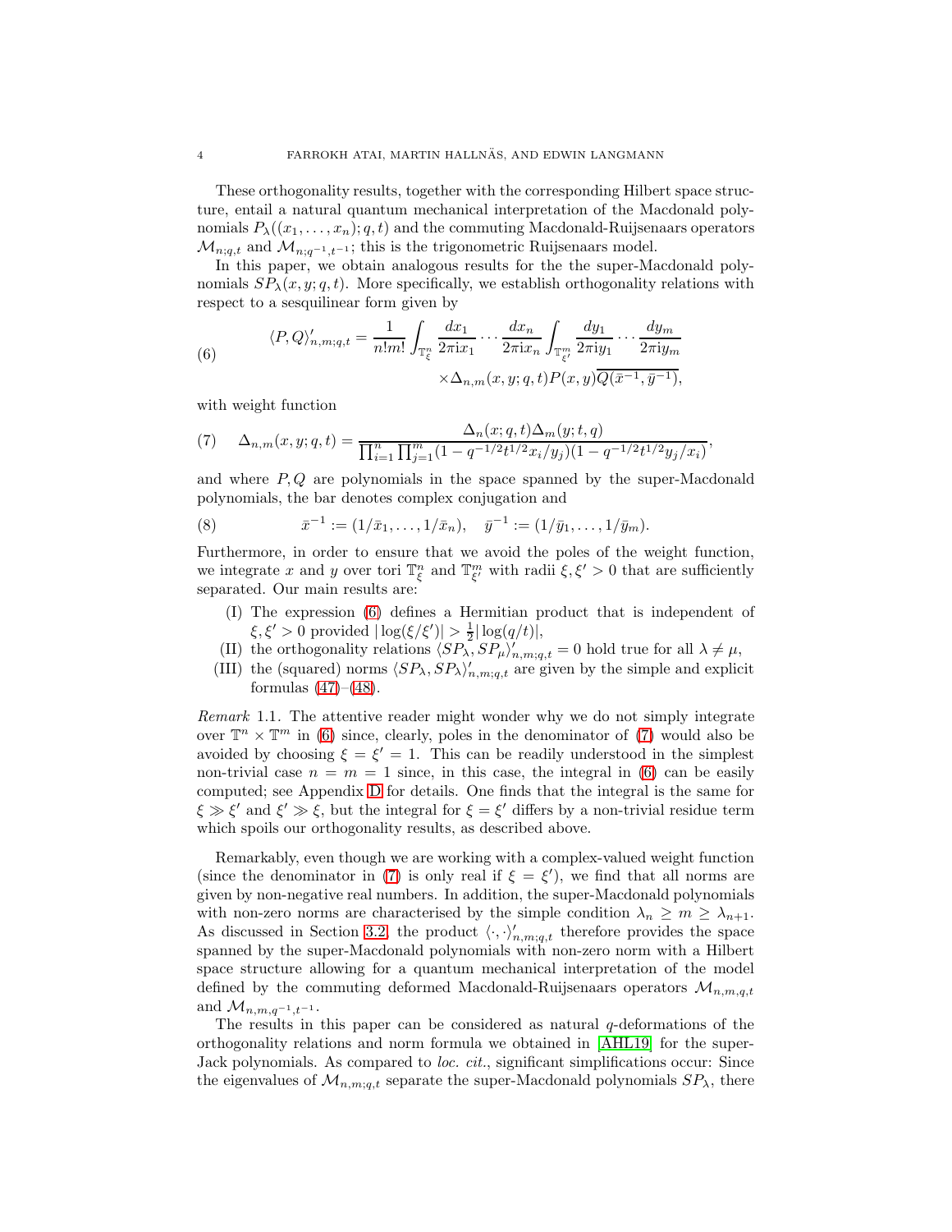These orthogonality results, together with the corresponding Hilbert space structure, entail a natural quantum mechanical interpretation of the Macdonald polynomials $P_\lambda((x_1,\ldots,x_n);q,t)$ and the commuting Macdonald-Ruijsenaars operators $\mathcal{M}_{n;q,t}$ and $\mathcal{M}_{n;q^{-1},t^{-1}}$; this is the trigonometric Ruijsenaars model.

In this paper, we obtain analogous results for the the super-Macdonald polynomials $SP_\lambda(x,y;q,t)$. More specifically, we establish orthogonality relations with respect to a sesquilinear form given by

$$
\begin{aligned}
\langle P,Q\rangle'_{n,m;q,t} = \frac{1}{n!m!}\int_{\mathbb{T}^n_\xi}\frac{dx_1}{2\pi \mathrm{i} x_1}\cdots\frac{dx_n}{2\pi \mathrm{i} x_n}\int_{\mathbb{T}^m_{\xi'}}\frac{dy_1}{2\pi \mathrm{i} y_1}\cdots\frac{dy_m}{2\pi \mathrm{i} y_m} \\
\times \Delta_{n,m}(x,y;q,t)P(x,y)\overline{Q(\bar{x}^{-1},\bar{y}^{-1})},
\end{aligned}
\tag{6}
$$

with weight function

$$
\Delta_{n,m}(x,y;q,t) = \frac{\Delta_n(x;q,t)\Delta_m(y;t,q)}{\prod_{i=1}^n\prod_{j=1}^m(1-q^{-1/2}t^{1/2}x_i/y_j)(1-q^{-1/2}t^{1/2}y_j/x_i)},
\tag{7}
$$

and where $P,Q$ are polynomials in the space spanned by the super-Macdonald polynomials, the bar denotes complex conjugation and

$$
\bar{x}^{-1} := (1/\bar{x}_1,\ldots,1/\bar{x}_n),\quad \bar{y}^{-1} := (1/\bar{y}_1,\ldots,1/\bar{y}_m).
\tag{8}
$$

Furthermore, in order to ensure that we avoid the poles of the weight function, we integrate $x$ and $y$ over tori $\mathbb{T}^n_\xi$ and $\mathbb{T}^m_{\xi'}$ with radii $\xi,\xi'>0$ that are sufficiently separated. Our main results are:

- (I) The expression (6) defines a Hermitian product that is independent of $\xi,\xi'>0$ provided $|\log(\xi/\xi')| > \frac{1}{2}|\log(q/t)|$,
- (II) the orthogonality relations $\langle SP_\lambda, SP_\mu\rangle'_{n,m;q,t} = 0$ hold true for all $\lambda\neq\mu$,
- (III) the (squared) norms $\langle SP_\lambda, SP_\lambda\rangle'_{n,m;q,t}$ are given by the simple and explicit formulas (47)–(48).

*Remark* 1.1. The attentive reader might wonder why we do not simply integrate over $\mathbb{T}^n\times\mathbb{T}^m$ in (6) since, clearly, poles in the denominator of (7) would also be avoided by choosing $\xi=\xi'=1$. This can be readily understood in the simplest non-trivial case $n=m=1$ since, in this case, the integral in (6) can be easily computed; see Appendix D for details. One finds that the integral is the same for $\xi\gg\xi'$ and $\xi'\gg\xi$, but the integral for $\xi=\xi'$ differs by a non-trivial residue term which spoils our orthogonality results, as described above.

Remarkably, even though we are working with a complex-valued weight function (since the denominator in (7) is only real if $\xi=\xi'$), we find that all norms are given by non-negative real numbers. In addition, the super-Macdonald polynomials with non-zero norms are characterised by the simple condition $\lambda_n\geq m\geq\lambda_{n+1}$. As discussed in Section 3.2, the product $\langle\cdot,\cdot\rangle'_{n,m;q,t}$ therefore provides the space spanned by the super-Macdonald polynomials with non-zero norm with a Hilbert space structure allowing for a quantum mechanical interpretation of the model defined by the commuting deformed Macdonald-Ruijsenaars operators $\mathcal{M}_{n,m,q,t}$ and $\mathcal{M}_{n,m,q^{-1},t^{-1}}$.

The results in this paper can be considered as natural $q$-deformations of the orthogonality relations and norm formula we obtained in [AHL19] for the super-Jack polynomials. As compared to *loc. cit.*, significant simplifications occur: Since the eigenvalues of $\mathcal{M}_{n,m;q,t}$ separate the super-Macdonald polynomials $SP_\lambda$, there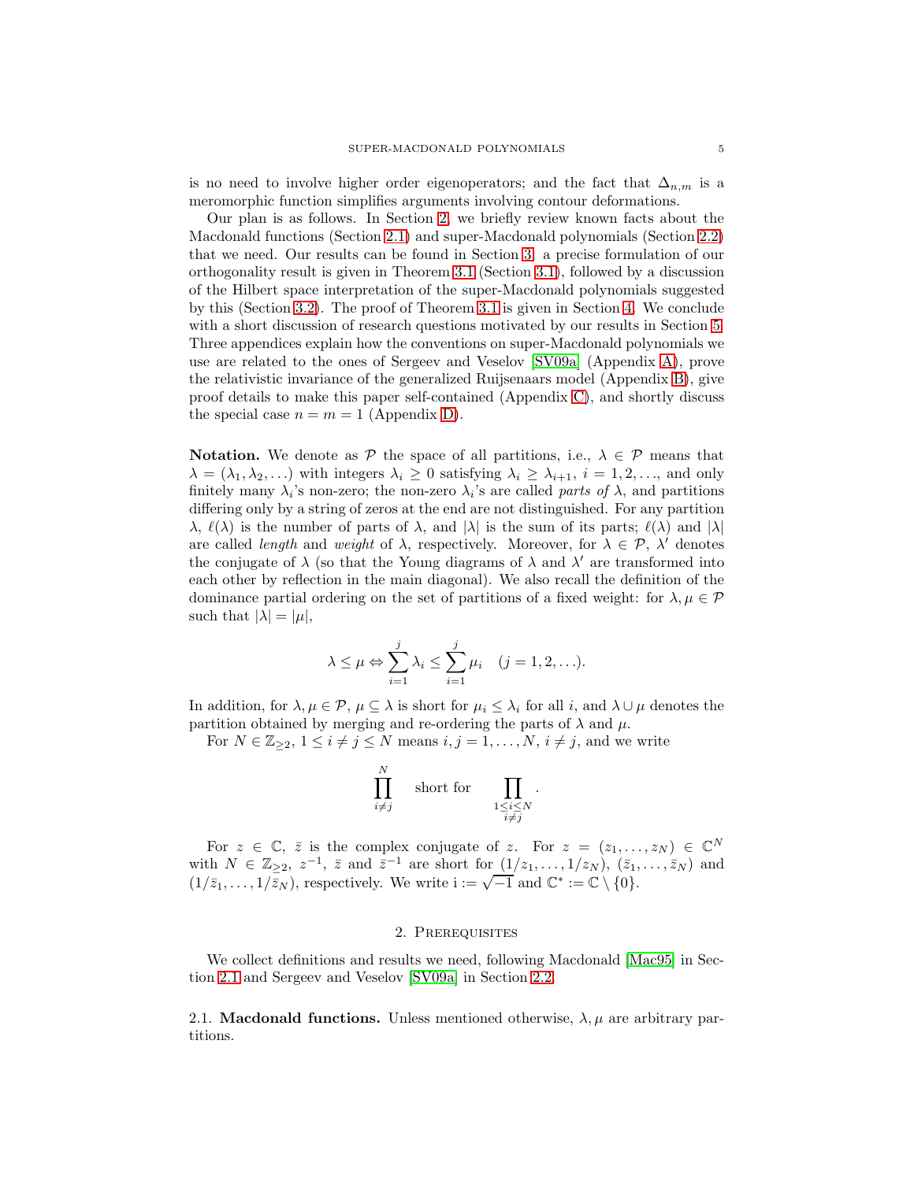is no need to involve higher order eigenoperators; and the fact that $\Delta_{n,m}$ is a meromorphic function simplifies arguments involving contour deformations.

Our plan is as follows. In Section 2, we briefly review known facts about the Macdonald functions (Section 2.1) and super-Macdonald polynomials (Section 2.2) that we need. Our results can be found in Section 3: a precise formulation of our orthogonality result is given in Theorem 3.1 (Section 3.1), followed by a discussion of the Hilbert space interpretation of the super-Macdonald polynomials suggested by this (Section 3.2). The proof of Theorem 3.1 is given in Section 4. We conclude with a short discussion of research questions motivated by our results in Section 5. Three appendices explain how the conventions on super-Macdonald polynomials we use are related to the ones of Sergeev and Veselov [SV09a] (Appendix A), prove the relativistic invariance of the generalized Ruijsenaars model (Appendix B), give proof details to make this paper self-contained (Appendix C), and shortly discuss the special case $n = m = 1$ (Appendix D).

**Notation.** We denote as $\mathcal{P}$ the space of all partitions, i.e., $\lambda \in \mathcal{P}$ means that $\lambda = (\lambda_1, \lambda_2, \ldots)$ with integers $\lambda_i \geq 0$ satisfying $\lambda_i \geq \lambda_{i+1}$, $i = 1, 2, \ldots$, and only finitely many $\lambda_i$'s non-zero; the non-zero $\lambda_i$'s are called *parts of* $\lambda$, and partitions differing only by a string of zeros at the end are not distinguished. For any partition $\lambda$, $\ell(\lambda)$ is the number of parts of $\lambda$, and $|\lambda|$ is the sum of its parts; $\ell(\lambda)$ and $|\lambda|$ are called *length* and *weight* of $\lambda$, respectively. Moreover, for $\lambda \in \mathcal{P}$, $\lambda'$ denotes the conjugate of $\lambda$ (so that the Young diagrams of $\lambda$ and $\lambda'$ are transformed into each other by reflection in the main diagonal). We also recall the definition of the dominance partial ordering on the set of partitions of a fixed weight: for $\lambda, \mu \in \mathcal{P}$ such that $|\lambda| = |\mu|$,

$$\lambda \leq \mu \Leftrightarrow \sum_{i=1}^{j} \lambda_i \leq \sum_{i=1}^{j} \mu_i \quad (j = 1, 2, \ldots).$$

In addition, for $\lambda, \mu \in \mathcal{P}$, $\mu \subseteq \lambda$ is short for $\mu_i \leq \lambda_i$ for all $i$, and $\lambda \cup \mu$ denotes the partition obtained by merging and re-ordering the parts of $\lambda$ and $\mu$.

For $N \in \mathbb{Z}_{\geq 2}$, $1 \leq i \neq j \leq N$ means $i, j = 1, \ldots, N$, $i \neq j$, and we write

$$\prod_{i \neq j}^{N} \quad \text{short for} \quad \prod_{\substack{1 \leq i \leq N \\ i \neq j}}.$$

For $z \in \mathbb{C}$, $\bar{z}$ is the complex conjugate of $z$. For $z = (z_1, \ldots, z_N) \in \mathbb{C}^N$ with $N \in \mathbb{Z}_{\geq 2}$, $z^{-1}$, $\bar{z}$ and $\bar{z}^{-1}$ are short for $(1/z_1, \ldots, 1/z_N)$, $(\bar{z}_1, \ldots, \bar{z}_N)$ and $(1/\bar{z}_1, \ldots, 1/\bar{z}_N)$, respectively. We write $\mathrm{i} := \sqrt{-1}$ and $\mathbb{C}^* := \mathbb{C} \setminus \{0\}$.

## 2. Prerequisites

We collect definitions and results we need, following Macdonald [Mac95] in Section 2.1 and Sergeev and Veselov [SV09a] in Section 2.2.

### 2.1. **Macdonald functions.**

Unless mentioned otherwise, $\lambda, \mu$ are arbitrary partitions.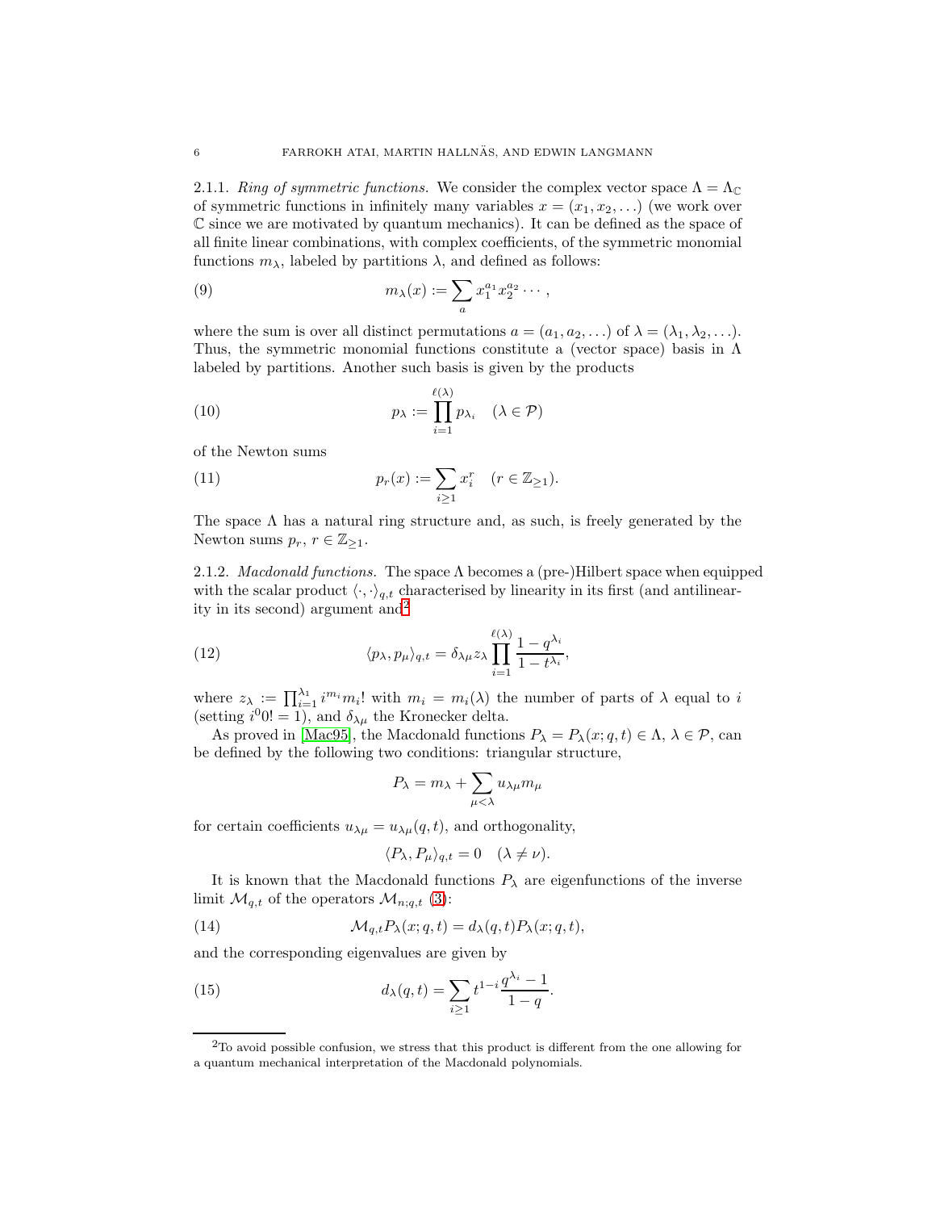2.1.1. *Ring of symmetric functions.* We consider the complex vector space $\Lambda = \Lambda_{\mathbb{C}}$ of symmetric functions in infinitely many variables $x = (x_1, x_2, \ldots)$ (we work over $\mathbb{C}$ since we are motivated by quantum mechanics). It can be defined as the space of all finite linear combinations, with complex coefficients, of the symmetric monomial functions $m_\lambda$, labeled by partitions $\lambda$, and defined as follows:

$$m_\lambda(x) := \sum_a x_1^{a_1} x_2^{a_2} \cdots , \tag{9}$$

where the sum is over all distinct permutations $a = (a_1, a_2, \ldots)$ of $\lambda = (\lambda_1, \lambda_2, \ldots)$. Thus, the symmetric monomial functions constitute a (vector space) basis in $\Lambda$ labeled by partitions. Another such basis is given by the products

$$p_\lambda := \prod_{i=1}^{\ell(\lambda)} p_{\lambda_i} \quad (\lambda \in \mathcal{P}) \tag{10}$$

of the Newton sums

$$p_r(x) := \sum_{i\geq 1} x_i^r \quad (r \in \mathbb{Z}_{\geq 1}). \tag{11}$$

The space $\Lambda$ has a natural ring structure and, as such, is freely generated by the Newton sums $p_r$, $r \in \mathbb{Z}_{\geq 1}$.

2.1.2. *Macdonald functions.* The space $\Lambda$ becomes a (pre-)Hilbert space when equipped with the scalar product $\langle \cdot, \cdot \rangle_{q,t}$ characterised by linearity in its first (and antilinearity in its second) argument and[2]

$$\langle p_\lambda, p_\mu \rangle_{q,t} = \delta_{\lambda\mu} z_\lambda \prod_{i=1}^{\ell(\lambda)} \frac{1 - q^{\lambda_i}}{1 - t^{\lambda_i}}, \tag{12}$$

where $z_\lambda := \prod_{i=1}^{\lambda_1} i^{m_i} m_i!$ with $m_i = m_i(\lambda)$ the number of parts of $\lambda$ equal to $i$ (setting $i^0 0! = 1$), and $\delta_{\lambda\mu}$ the Kronecker delta.

As proved in [Mac95], the Macdonald functions $P_\lambda = P_\lambda(x; q, t) \in \Lambda$, $\lambda \in \mathcal{P}$, can be defined by the following two conditions: triangular structure,

$$P_\lambda = m_\lambda + \sum_{\mu < \lambda} u_{\lambda\mu} m_\mu$$

for certain coefficients $u_{\lambda\mu} = u_{\lambda\mu}(q, t)$, and orthogonality,

$$\langle P_\lambda, P_\mu \rangle_{q,t} = 0 \quad (\lambda \neq \nu).$$

It is known that the Macdonald functions $P_\lambda$ are eigenfunctions of the inverse limit $\mathcal{M}_{q,t}$ of the operators $\mathcal{M}_{n;q,t}$ (3):

$$\mathcal{M}_{q,t} P_\lambda(x; q, t) = d_\lambda(q, t) P_\lambda(x; q, t), \tag{14}$$

and the corresponding eigenvalues are given by

$$d_\lambda(q, t) = \sum_{i \geq 1} t^{1-i} \frac{q^{\lambda_i} - 1}{1 - q}. \tag{15}$$

[2]To avoid possible confusion, we stress that this product is different from the one allowing for a quantum mechanical interpretation of the Macdonald polynomials.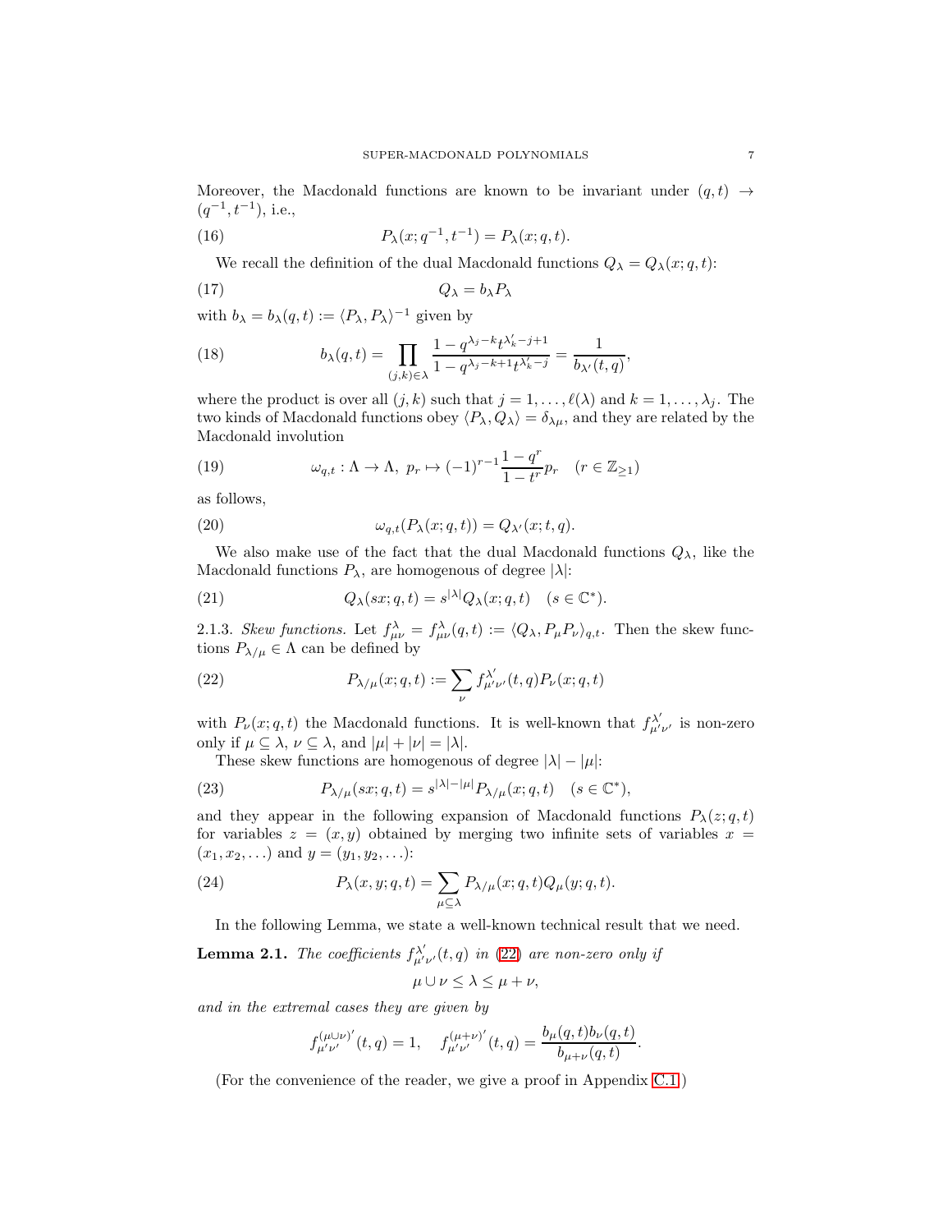Moreover, the Macdonald functions are known to be invariant under $(q,t) \to (q^{-1}, t^{-1})$, i.e.,

$$P_\lambda(x; q^{-1}, t^{-1}) = P_\lambda(x; q, t). \tag{16}$$

We recall the definition of the dual Macdonald functions $Q_\lambda = Q_\lambda(x; q, t)$:

$$Q_\lambda = b_\lambda P_\lambda \tag{17}$$

with $b_\lambda = b_\lambda(q,t) := \langle P_\lambda, P_\lambda \rangle^{-1}$ given by

$$b_\lambda(q,t) = \prod_{(j,k)\in\lambda} \frac{1 - q^{\lambda_j - k} t^{\lambda'_k - j + 1}}{1 - q^{\lambda_j - k + 1} t^{\lambda'_k - j}} = \frac{1}{b_{\lambda'}(t,q)}, \tag{18}$$

where the product is over all $(j,k)$ such that $j = 1, \ldots, \ell(\lambda)$ and $k = 1, \ldots, \lambda_j$. The two kinds of Macdonald functions obey $\langle P_\lambda, Q_\mu \rangle = \delta_{\lambda\mu}$, and they are related by the Macdonald involution

$$\omega_{q,t} : \Lambda \to \Lambda,\ p_r \mapsto (-1)^{r-1} \frac{1-q^r}{1-t^r} p_r \quad (r \in \mathbb{Z}_{\geq 1}) \tag{19}$$

as follows,

$$\omega_{q,t}(P_\lambda(x; q, t)) = Q_{\lambda'}(x; t, q). \tag{20}$$

We also make use of the fact that the dual Macdonald functions $Q_\lambda$, like the Macdonald functions $P_\lambda$, are homogenous of degree $|\lambda|$:

$$Q_\lambda(sx; q, t) = s^{|\lambda|} Q_\lambda(x; q, t) \quad (s \in \mathbb{C}^*). \tag{21}$$

2.1.3. *Skew functions.* Let $f^\lambda_{\mu\nu} = f^\lambda_{\mu\nu}(q,t) := \langle Q_\lambda, P_\mu P_\nu \rangle_{q,t}$. Then the skew functions $P_{\lambda/\mu} \in \Lambda$ can be defined by

$$P_{\lambda/\mu}(x; q, t) := \sum_\nu f^{\lambda'}_{\mu'\nu'}(t,q) P_\nu(x; q, t) \tag{22}$$

with $P_\nu(x; q, t)$ the Macdonald functions. It is well-known that $f^{\lambda'}_{\mu'\nu'}$ is non-zero only if $\mu \subseteq \lambda$, $\nu \subseteq \lambda$, and $|\mu| + |\nu| = |\lambda|$.

These skew functions are homogenous of degree $|\lambda| - |\mu|$:

$$P_{\lambda/\mu}(sx; q, t) = s^{|\lambda|-|\mu|} P_{\lambda/\mu}(x; q, t) \quad (s \in \mathbb{C}^*), \tag{23}$$

and they appear in the following expansion of Macdonald functions $P_\lambda(z; q, t)$ for variables $z = (x, y)$ obtained by merging two infinite sets of variables $x = (x_1, x_2, \ldots)$ and $y = (y_1, y_2, \ldots)$:

$$P_\lambda(x, y; q, t) = \sum_{\mu \subseteq \lambda} P_{\lambda/\mu}(x; q, t) Q_\mu(y; q, t). \tag{24}$$

In the following Lemma, we state a well-known technical result that we need.

**Lemma 2.1.** *The coefficients $f^{\lambda'}_{\mu'\nu'}(t,q)$ in (22) are non-zero only if*

$$\mu \cup \nu \leq \lambda \leq \mu + \nu,$$

*and in the extremal cases they are given by*

$$f^{(\mu\cup\nu)'}_{\mu'\nu'}(t,q) = 1, \quad f^{(\mu+\nu)'}_{\mu'\nu'}(t,q) = \frac{b_\mu(q,t) b_\nu(q,t)}{b_{\mu+\nu}(q,t)}.$$

(For the convenience of the reader, we give a proof in Appendix C.1.)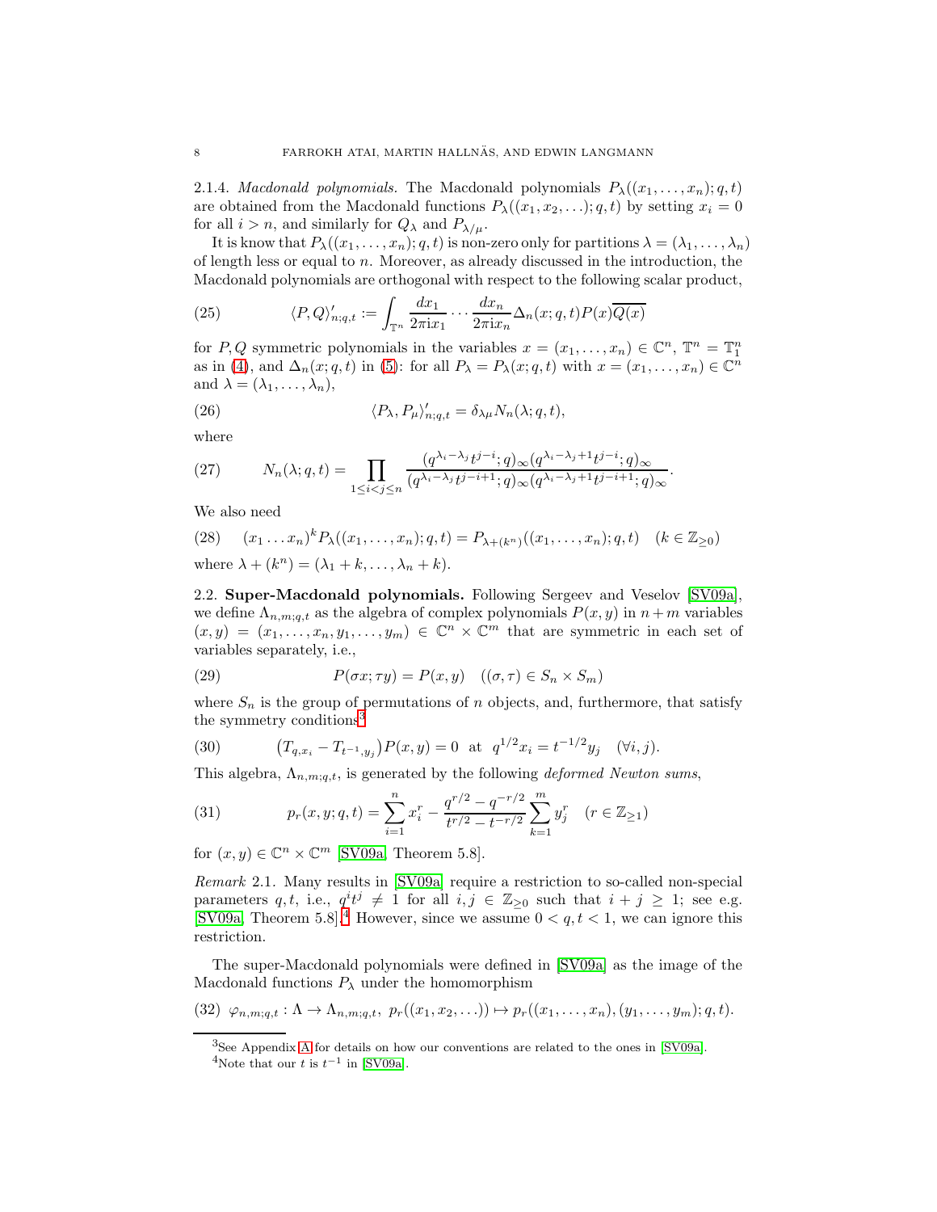2.1.4. *Macdonald polynomials.* The Macdonald polynomials $P_\lambda((x_1,\ldots,x_n);q,t)$ are obtained from the Macdonald functions $P_\lambda((x_1,x_2,\ldots);q,t)$ by setting $x_i=0$ for all $i>n$, and similarly for $Q_\lambda$ and $P_{\lambda/\mu}$.

It is know that $P_\lambda((x_1,\ldots,x_n);q,t)$ is non-zero only for partitions $\lambda=(\lambda_1,\ldots,\lambda_n)$ of length less or equal to $n$. Moreover, as already discussed in the introduction, the Macdonald polynomials are orthogonal with respect to the following scalar product,

$$\langle P,Q\rangle'_{n;q,t} := \int_{\mathbb{T}^n} \frac{dx_1}{2\pi \mathrm{i} x_1}\cdots\frac{dx_n}{2\pi \mathrm{i} x_n}\Delta_n(x;q,t)P(x)\overline{Q(x)} \tag{25}$$

for $P,Q$ symmetric polynomials in the variables $x=(x_1,\ldots,x_n)\in\mathbb{C}^n$, $\mathbb{T}^n=\mathbb{T}_1^n$ as in (4), and $\Delta_n(x;q,t)$ in (5): for all $P_\lambda=P_\lambda(x;q,t)$ with $x=(x_1,\ldots,x_n)\in\mathbb{C}^n$ and $\lambda=(\lambda_1,\ldots,\lambda_n)$,

$$\langle P_\lambda,P_\mu\rangle'_{n;q,t} = \delta_{\lambda\mu}N_n(\lambda;q,t), \tag{26}$$

where

$$N_n(\lambda;q,t)=\prod_{1\le i<j\le n}\frac{(q^{\lambda_i-\lambda_j}t^{j-i};q)_\infty(q^{\lambda_i-\lambda_j+1}t^{j-i};q)_\infty}{(q^{\lambda_i-\lambda_j}t^{j-i+1};q)_\infty(q^{\lambda_i-\lambda_j+1}t^{j-i+1};q)_\infty}. \tag{27}$$

We also need

$$(x_1\ldots x_n)^kP_\lambda((x_1,\ldots,x_n);q,t)=P_{\lambda+(k^n)}((x_1,\ldots,x_n);q,t)\quad (k\in\mathbb{Z}_{\ge0}) \tag{28}$$

where $\lambda+(k^n)=(\lambda_1+k,\ldots,\lambda_n+k)$.

## 2.2. Super-Macdonald polynomials.

Following Sergeev and Veselov [SV09a], we define $\Lambda_{n,m;q,t}$ as the algebra of complex polynomials $P(x,y)$ in $n+m$ variables $(x,y)=(x_1,\ldots,x_n,y_1,\ldots,y_m)\in\mathbb{C}^n\times\mathbb{C}^m$ that are symmetric in each set of variables separately, i.e.,

$$P(\sigma x;\tau y)=P(x,y)\quad ((\sigma,\tau)\in S_n\times S_m) \tag{29}$$

where $S_n$ is the group of permutations of $n$ objects, and, furthermore, that satisfy the symmetry conditions[3]

$$\big(T_{q,x_i}-T_{t^{-1},y_j}\big)P(x,y)=0\ \text{ at }\ q^{1/2}x_i=t^{-1/2}y_j\quad (\forall i,j). \tag{30}$$

This algebra, $\Lambda_{n,m;q,t}$, is generated by the following *deformed Newton sums*,

$$p_r(x,y;q,t)=\sum_{i=1}^n x_i^r-\frac{q^{r/2}-q^{-r/2}}{t^{r/2}-t^{-r/2}}\sum_{k=1}^m y_j^r\quad (r\in\mathbb{Z}_{\ge1}) \tag{31}$$

for $(x,y)\in\mathbb{C}^n\times\mathbb{C}^m$ [SV09a, Theorem 5.8].

*Remark* 2.1. Many results in [SV09a] require a restriction to so-called non-special parameters $q,t$, i.e., $q^it^j\neq1$ for all $i,j\in\mathbb{Z}_{\ge0}$ such that $i+j\ge1$; see e.g. [SV09a, Theorem 5.8].[4] However, since we assume $0<q,t<1$, we can ignore this restriction.

The super-Macdonald polynomials were defined in [SV09a] as the image of the Macdonald functions $P_\lambda$ under the homomorphism

$$\varphi_{n,m;q,t}:\Lambda\to\Lambda_{n,m;q,t},\ p_r((x_1,x_2,\ldots))\mapsto p_r((x_1,\ldots,x_n),(y_1,\ldots,y_m);q,t). \tag{32}$$

---

[3] See Appendix A for details on how our conventions are related to the ones in [SV09a].

[4] Note that our $t$ is $t^{-1}$ in [SV09a].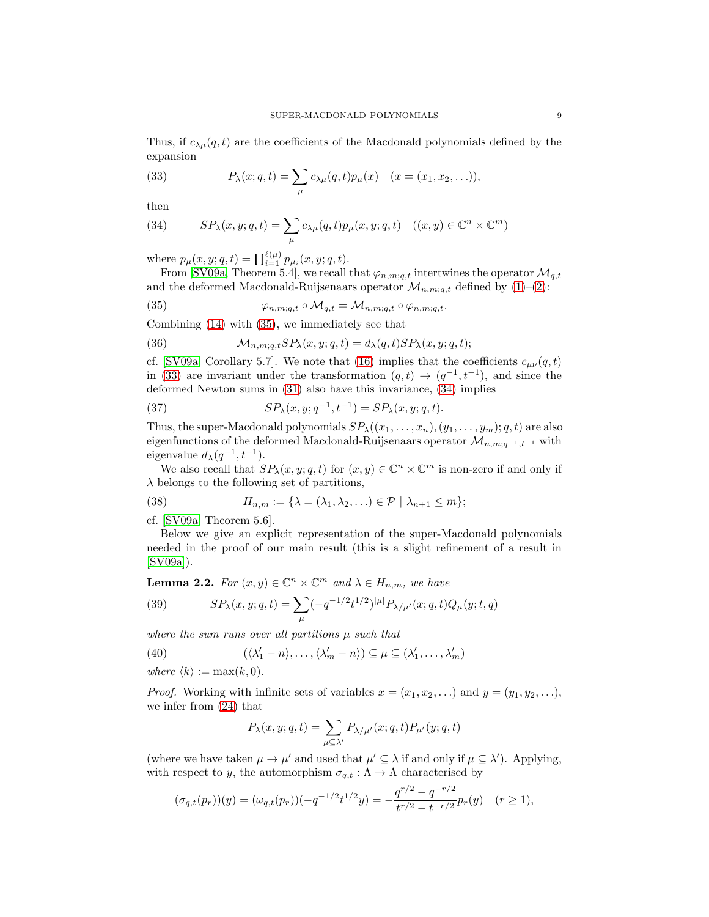Thus, if $c_{\lambda\mu}(q,t)$ are the coefficients of the Macdonald polynomials defined by the expansion

$$P_\lambda(x;q,t) = \sum_\mu c_{\lambda\mu}(q,t)p_\mu(x) \quad (x = (x_1, x_2, \ldots)), \tag{33}$$

then

$$SP_\lambda(x,y;q,t) = \sum_\mu c_{\lambda\mu}(q,t)p_\mu(x,y;q,t) \quad ((x,y) \in \mathbb{C}^n \times \mathbb{C}^m) \tag{34}$$

where $p_\mu(x,y;q,t) = \prod_{i=1}^{\ell(\mu)} p_{\mu_i}(x,y;q,t)$.

From [SV09a, Theorem 5.4], we recall that $\varphi_{n,m;q,t}$ intertwines the operator $\mathcal{M}_{q,t}$ and the deformed Macdonald-Ruijsenaars operator $\mathcal{M}_{n,m;q,t}$ defined by (1)–(2):

$$\varphi_{n,m;q,t} \circ \mathcal{M}_{q,t} = \mathcal{M}_{n,m;q,t} \circ \varphi_{n,m;q,t}. \tag{35}$$

Combining (14) with (35), we immediately see that

$$\mathcal{M}_{n,m;q,t} SP_\lambda(x,y;q,t) = d_\lambda(q,t) SP_\lambda(x,y;q,t); \tag{36}$$

cf. [SV09a, Corollary 5.7]. We note that (16) implies that the coefficients $c_{\mu\nu}(q,t)$ in (33) are invariant under the transformation $(q,t) \to (q^{-1}, t^{-1})$, and since the deformed Newton sums in (31) also have this invariance, (34) implies

$$SP_\lambda(x,y;q^{-1},t^{-1}) = SP_\lambda(x,y;q,t). \tag{37}$$

Thus, the super-Macdonald polynomials $SP_\lambda((x_1,\ldots,x_n),(y_1,\ldots,y_m);q,t)$ are also eigenfunctions of the deformed Macdonald-Ruijsenaars operator $\mathcal{M}_{n,m;q^{-1},t^{-1}}$ with eigenvalue $d_\lambda(q^{-1},t^{-1})$.

We also recall that $SP_\lambda(x,y;q,t)$ for $(x,y) \in \mathbb{C}^n \times \mathbb{C}^m$ is non-zero if and only if $\lambda$ belongs to the following set of partitions,

$$H_{n,m} := \{\lambda = (\lambda_1, \lambda_2, \ldots) \in \mathcal{P} \mid \lambda_{n+1} \leq m\}; \tag{38}$$

cf. [SV09a, Theorem 5.6].

Below we give an explicit representation of the super-Macdonald polynomials needed in the proof of our main result (this is a slight refinement of a result in [SV09a]).

**Lemma 2.2.** *For $(x,y) \in \mathbb{C}^n \times \mathbb{C}^m$ and $\lambda \in H_{n,m}$, we have*

$$SP_\lambda(x,y;q,t) = \sum_\mu (-q^{-1/2}t^{1/2})^{|\mu|} P_{\lambda/\mu'}(x;q,t) Q_\mu(y;t,q) \tag{39}$$

*where the sum runs over all partitions $\mu$ such that*

$$(\langle \lambda_1' - n\rangle, \ldots, \langle \lambda_m' - n\rangle) \subseteq \mu \subseteq (\lambda_1', \ldots, \lambda_m') \tag{40}$$

*where $\langle k \rangle := \max(k, 0)$.*

*Proof.* Working with infinite sets of variables $x = (x_1, x_2, \ldots)$ and $y = (y_1, y_2, \ldots)$, we infer from (24) that

$$P_\lambda(x,y;q,t) = \sum_{\mu \subseteq \lambda'} P_{\lambda/\mu'}(x;q,t) P_{\mu'}(y;q,t)$$

(where we have taken $\mu \to \mu'$ and used that $\mu' \subseteq \lambda$ if and only if $\mu \subseteq \lambda'$). Applying, with respect to $y$, the automorphism $\sigma_{q,t} : \Lambda \to \Lambda$ characterised by

$$(\sigma_{q,t}(p_r))(y) = (\omega_{q,t}(p_r))(-q^{-1/2}t^{1/2}y) = -\frac{q^{r/2} - q^{-r/2}}{t^{r/2} - t^{-r/2}} p_r(y) \quad (r \geq 1),$$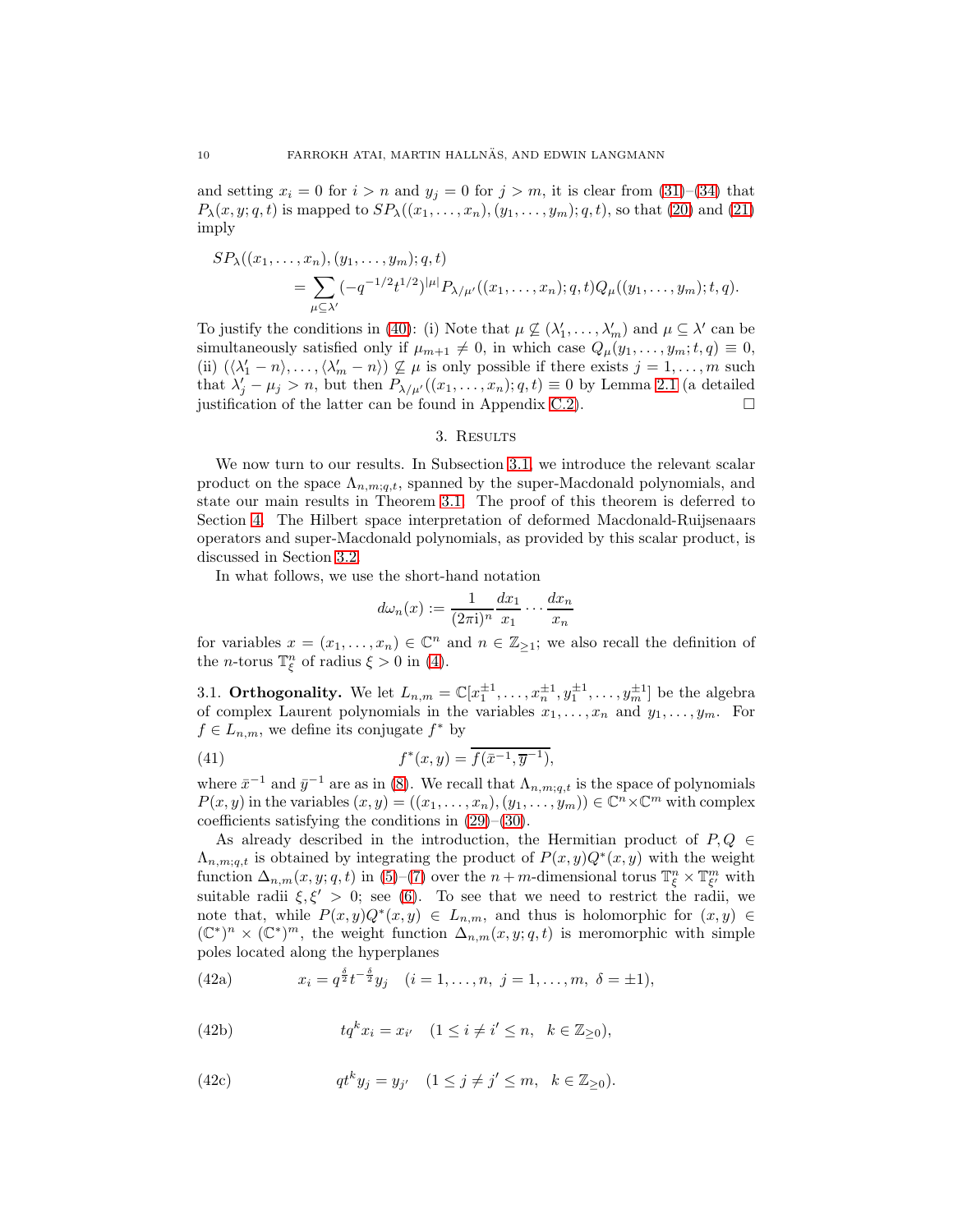and setting $x_i = 0$ for $i > n$ and $y_j = 0$ for $j > m$, it is clear from (31)–(34) that $P_\lambda(x, y; q, t)$ is mapped to $SP_\lambda((x_1, \ldots, x_n), (y_1, \ldots, y_m); q, t)$, so that (20) and (21) imply

$$
\begin{aligned}
SP_\lambda&((x_1, \ldots, x_n), (y_1, \ldots, y_m); q, t) \\
&= \sum_{\mu \subseteq \lambda'} (-q^{-1/2} t^{1/2})^{|\mu|} P_{\lambda/\mu'}((x_1, \ldots, x_n); q, t) Q_\mu((y_1, \ldots, y_m); t, q).
\end{aligned}
$$

To justify the conditions in (40): (i) Note that $\mu \not\subseteq (\lambda'_1, \ldots, \lambda'_m)$ and $\mu \subseteq \lambda'$ can be simultaneously satisfied only if $\mu_{m+1} \neq 0$, in which case $Q_\mu(y_1, \ldots, y_m; t, q) \equiv 0$, (ii) $(\langle \lambda'_1 - n \rangle, \ldots, \langle \lambda'_m - n \rangle) \not\subseteq \mu$ is only possible if there exists $j = 1, \ldots, m$ such that $\lambda'_j - \mu_j > n$, but then $P_{\lambda/\mu'}((x_1, \ldots, x_n); q, t) \equiv 0$ by Lemma 2.1 (a detailed justification of the latter can be found in Appendix C.2). $\square$

## 3. Results

We now turn to our results. In Subsection 3.1, we introduce the relevant scalar product on the space $\Lambda_{n,m;q,t}$, spanned by the super-Macdonald polynomials, and state our main results in Theorem 3.1. The proof of this theorem is deferred to Section 4. The Hilbert space interpretation of deformed Macdonald-Ruijsenaars operators and super-Macdonald polynomials, as provided by this scalar product, is discussed in Section 3.2.

In what follows, we use the short-hand notation

$$
d\omega_n(x) := \frac{1}{(2\pi \mathrm{i})^n} \frac{dx_1}{x_1} \cdots \frac{dx_n}{x_n}
$$

for variables $x = (x_1, \ldots, x_n) \in \mathbb{C}^n$ and $n \in \mathbb{Z}_{\geq 1}$; we also recall the definition of the $n$-torus $\mathbb{T}^n_\xi$ of radius $\xi > 0$ in (4).

### 3.1. **Orthogonality.**

We let $L_{n,m} = \mathbb{C}[x_1^{\pm 1}, \ldots, x_n^{\pm 1}, y_1^{\pm 1}, \ldots, y_m^{\pm 1}]$ be the algebra of complex Laurent polynomials in the variables $x_1, \ldots, x_n$ and $y_1, \ldots, y_m$. For $f \in L_{n,m}$, we define its conjugate $f^*$ by

$$
f^*(x, y) = \overline{f(\bar{x}^{-1}, \overline{y}^{-1})}, \tag{41}
$$

where $\bar{x}^{-1}$ and $\bar{y}^{-1}$ are as in (8). We recall that $\Lambda_{n,m;q,t}$ is the space of polynomials $P(x, y)$ in the variables $(x, y) = ((x_1, \ldots, x_n), (y_1, \ldots, y_m)) \in \mathbb{C}^n \times \mathbb{C}^m$ with complex coefficients satisfying the conditions in (29)–(30).

As already described in the introduction, the Hermitian product of $P, Q \in \Lambda_{n,m;q,t}$ is obtained by integrating the product of $P(x, y)Q^*(x, y)$ with the weight function $\Delta_{n,m}(x, y; q, t)$ in (5)–(7) over the $n+m$-dimensional torus $\mathbb{T}^n_\xi \times \mathbb{T}^m_{\xi'}$ with suitable radii $\xi, \xi' > 0$; see (6). To see that we need to restrict the radii, we note that, while $P(x, y)Q^*(x, y) \in L_{n,m}$, and thus is holomorphic for $(x, y) \in (\mathbb{C}^*)^n \times (\mathbb{C}^*)^m$, the weight function $\Delta_{n,m}(x, y; q, t)$ is meromorphic with simple poles located along the hyperplanes

$$
x_i = q^{\frac{\delta}{2}} t^{-\frac{\delta}{2}} y_j \quad (i = 1, \ldots, n,\ j = 1, \ldots, m,\ \delta = \pm 1), \tag{42a}
$$

$$
t q^k x_i = x_{i'} \quad (1 \leq i \neq i' \leq n, \quad k \in \mathbb{Z}_{\geq 0}), \tag{42b}
$$

$$
q t^k y_j = y_{j'} \quad (1 \leq j \neq j' \leq m, \quad k \in \mathbb{Z}_{\geq 0}). \tag{42c}
$$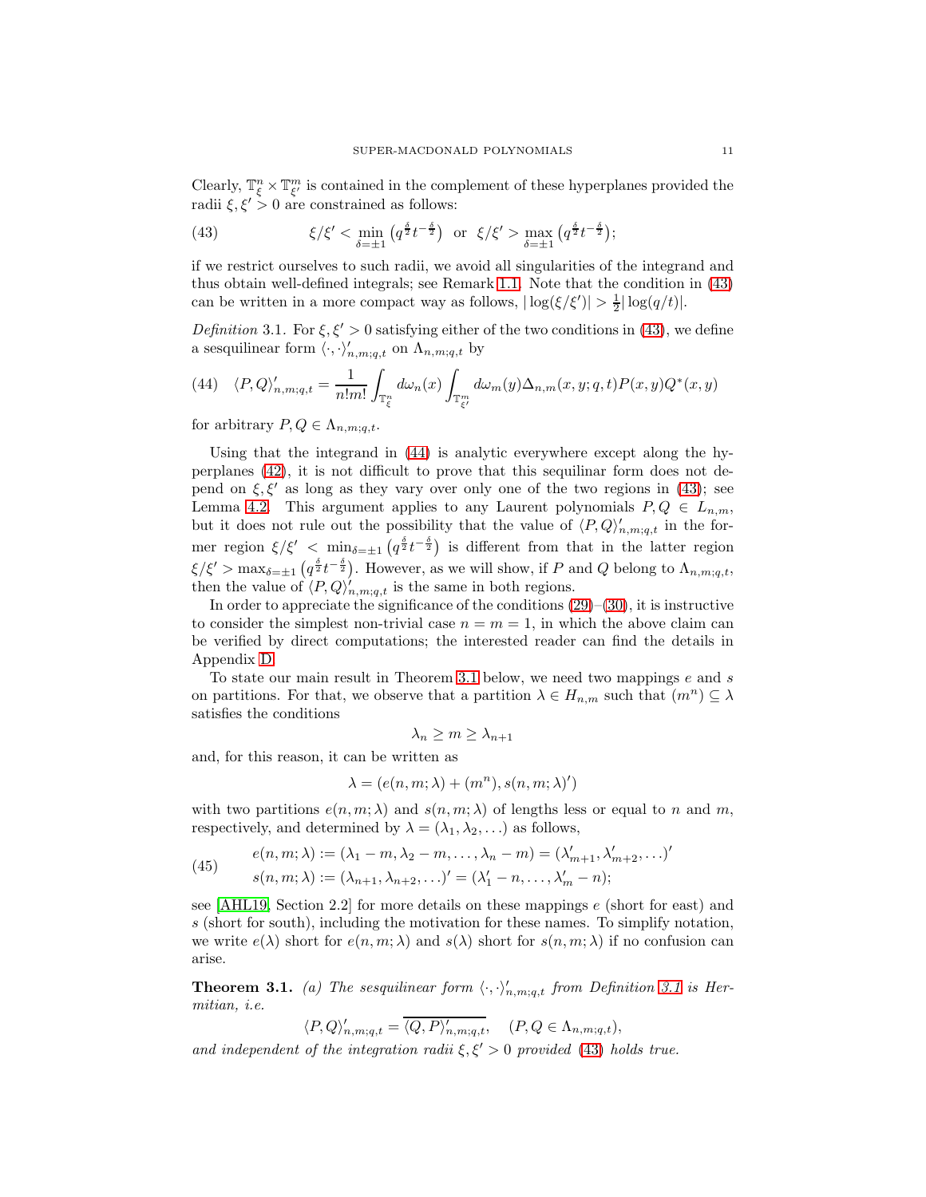Clearly, $\mathbb{T}^n_\xi \times \mathbb{T}^m_{\xi'}$ is contained in the complement of these hyperplanes provided the radii $\xi, \xi' > 0$ are constrained as follows:

$$\xi/\xi' < \min_{\delta=\pm 1} \left(q^{\frac{\delta}{2}} t^{-\frac{\delta}{2}}\right) \;\text{ or }\; \xi/\xi' > \max_{\delta=\pm 1} \left(q^{\frac{\delta}{2}} t^{-\frac{\delta}{2}}\right); \tag{43}$$

if we restrict ourselves to such radii, we avoid all singularities of the integrand and thus obtain well-defined integrals; see Remark 1.1. Note that the condition in (43) can be written in a more compact way as follows, $|\log(\xi/\xi')| > \frac{1}{2}|\log(q/t)|$.

*Definition* 3.1. For $\xi, \xi' > 0$ satisfying either of the two conditions in (43), we define a sesquilinear form $\langle \cdot, \cdot \rangle'_{n,m;q,t}$ on $\Lambda_{n,m;q,t}$ by

$$\langle P, Q \rangle'_{n,m;q,t} = \frac{1}{n!m!} \int_{\mathbb{T}^n_\xi} d\omega_n(x) \int_{\mathbb{T}^m_{\xi'}} d\omega_m(y) \Delta_{n,m}(x, y; q, t) P(x, y) Q^*(x, y) \tag{44}$$

for arbitrary $P, Q \in \Lambda_{n,m;q,t}$.

Using that the integrand in (44) is analytic everywhere except along the hyperplanes (42), it is not difficult to prove that this sequilinar form does not depend on $\xi, \xi'$ as long as they vary over only one of the two regions in (43); see Lemma 4.2. This argument applies to any Laurent polynomials $P, Q \in L_{n,m}$, but it does not rule out the possibility that the value of $\langle P, Q \rangle'_{n,m;q,t}$ in the former region $\xi/\xi' < \min_{\delta=\pm 1} \left(q^{\frac{\delta}{2}} t^{-\frac{\delta}{2}}\right)$ is different from that in the latter region $\xi/\xi' > \max_{\delta=\pm 1} \left(q^{\frac{\delta}{2}} t^{-\frac{\delta}{2}}\right)$. However, as we will show, if $P$ and $Q$ belong to $\Lambda_{n,m;q,t}$, then the value of $\langle P, Q \rangle'_{n,m;q,t}$ is the same in both regions.

In order to appreciate the significance of the conditions (29)–(30), it is instructive to consider the simplest non-trivial case $n = m = 1$, in which the above claim can be verified by direct computations; the interested reader can find the details in Appendix D.

To state our main result in Theorem 3.1 below, we need two mappings $e$ and $s$ on partitions. For that, we observe that a partition $\lambda \in H_{n,m}$ such that $(m^n) \subseteq \lambda$ satisfies the conditions

$$\lambda_n \geq m \geq \lambda_{n+1}$$

and, for this reason, it can be written as

$$\lambda = (e(n, m; \lambda) + (m^n), s(n, m; \lambda)')$$

with two partitions $e(n, m; \lambda)$ and $s(n, m; \lambda)$ of lengths less or equal to $n$ and $m$, respectively, and determined by $\lambda = (\lambda_1, \lambda_2, \ldots)$ as follows,

$$\begin{aligned} e(n, m; \lambda) &:= (\lambda_1 - m, \lambda_2 - m, \ldots, \lambda_n - m) = (\lambda'_{m+1}, \lambda'_{m+2}, \ldots)' \\ s(n, m; \lambda) &:= (\lambda_{n+1}, \lambda_{n+2}, \ldots)' = (\lambda'_1 - n, \ldots, \lambda'_m - n); \end{aligned} \tag{45}$$

see [AHL19, Section 2.2] for more details on these mappings $e$ (short for east) and $s$ (short for south), including the motivation for these names. To simplify notation, we write $e(\lambda)$ short for $e(n, m; \lambda)$ and $s(\lambda)$ short for $s(n, m; \lambda)$ if no confusion can arise.

**Theorem 3.1.** *(a) The sesquilinear form $\langle \cdot, \cdot \rangle'_{n,m;q,t}$ from Definition 3.1 is Hermitian, i.e.*

$$\langle P, Q \rangle'_{n,m;q,t} = \overline{\langle Q, P \rangle'_{n,m;q,t}}, \quad (P, Q \in \Lambda_{n,m;q,t}),$$

*and independent of the integration radii $\xi, \xi' > 0$ provided (43) holds true.*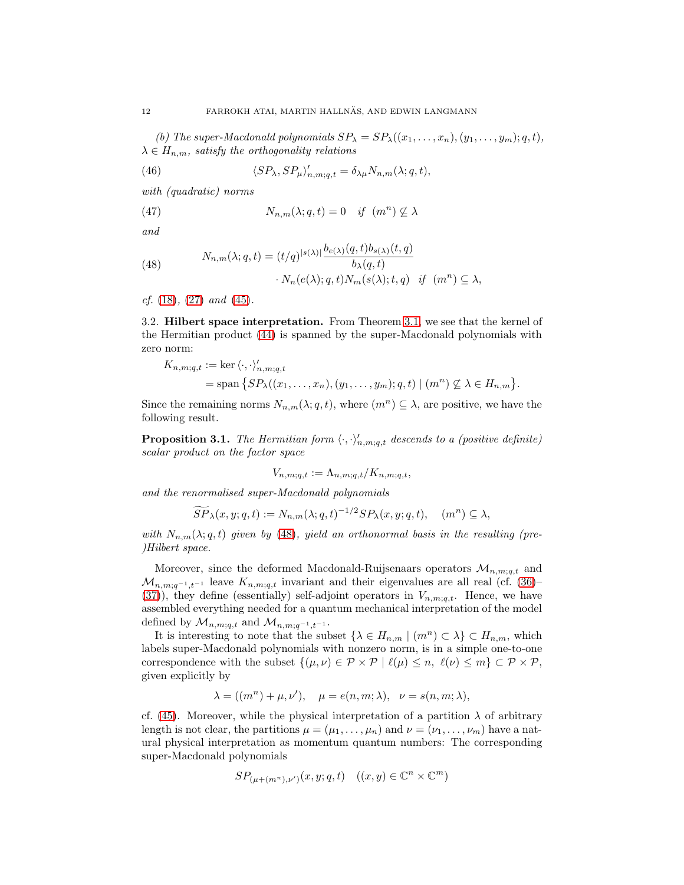*(b) The super-Macdonald polynomials $SP_\lambda = SP_\lambda((x_1,\ldots,x_n),(y_1,\ldots,y_m);q,t)$, $\lambda \in H_{n,m}$, satisfy the orthogonality relations*

$$\langle SP_\lambda, SP_\mu \rangle'_{n,m;q,t} = \delta_{\lambda\mu} N_{n,m}(\lambda;q,t), \tag{46}$$

*with (quadratic) norms*

$$N_{n,m}(\lambda;q,t) = 0 \quad \text{if} \quad (m^n) \not\subseteq \lambda \tag{47}$$

*and*

$$\begin{aligned} N_{n,m}(\lambda;q,t) = (t/q)^{|s(\lambda)|} \frac{b_{e(\lambda)}(q,t) b_{s(\lambda)}(t,q)}{b_\lambda(q,t)} \\ \cdot N_n(e(\lambda);q,t) N_m(s(\lambda);t,q) \quad \text{if} \quad (m^n) \subseteq \lambda, \end{aligned} \tag{48}$$

*cf.* (18)*,* (27) *and* (45)*.*

3.2. **Hilbert space interpretation.** From Theorem 3.1, we see that the kernel of the Hermitian product (44) is spanned by the super-Macdonald polynomials with zero norm:

$$\begin{aligned} K_{n,m;q,t} &:= \ker \langle \cdot, \cdot \rangle'_{n,m;q,t} \\ &= \operatorname{span}\{SP_\lambda((x_1,\ldots,x_n),(y_1,\ldots,y_m);q,t) \mid (m^n) \not\subseteq \lambda \in H_{n,m}\}. \end{aligned}$$

Since the remaining norms $N_{n,m}(\lambda;q,t)$, where $(m^n) \subseteq \lambda$, are positive, we have the following result.

**Proposition 3.1.** *The Hermitian form $\langle \cdot, \cdot \rangle'_{n,m;q,t}$ descends to a (positive definite) scalar product on the factor space*

$$V_{n,m;q,t} := \Lambda_{n,m;q,t}/K_{n,m;q,t},$$

*and the renormalised super-Macdonald polynomials*

$$\widetilde{SP}_\lambda(x,y;q,t) := N_{n,m}(\lambda;q,t)^{-1/2} SP_\lambda(x,y;q,t), \quad (m^n) \subseteq \lambda,$$

*with $N_{n,m}(\lambda;q,t)$ given by* (48)*, yield an orthonormal basis in the resulting (pre-)Hilbert space.*

Moreover, since the deformed Macdonald-Ruijsenaars operators $\mathcal{M}_{n,m;q,t}$ and $\mathcal{M}_{n,m;q^{-1},t^{-1}}$ leave $K_{n,m;q,t}$ invariant and their eigenvalues are all real (cf. (36)–(37)), they define (essentially) self-adjoint operators in $V_{n,m;q,t}$. Hence, we have assembled everything needed for a quantum mechanical interpretation of the model defined by $\mathcal{M}_{n,m;q,t}$ and $\mathcal{M}_{n,m;q^{-1},t^{-1}}$.

It is interesting to note that the subset $\{\lambda \in H_{n,m} \mid (m^n) \subset \lambda\} \subset H_{n,m}$, which labels super-Macdonald polynomials with nonzero norm, is in a simple one-to-one correspondence with the subset $\{(\mu,\nu) \in \mathcal{P} \times \mathcal{P} \mid \ell(\mu) \leq n,\ \ell(\nu) \leq m\} \subset \mathcal{P} \times \mathcal{P}$, given explicitly by

$$\lambda = ((m^n) + \mu, \nu'), \quad \mu = e(n,m;\lambda), \quad \nu = s(n,m;\lambda),$$

cf. (45). Moreover, while the physical interpretation of a partition $\lambda$ of arbitrary length is not clear, the partitions $\mu = (\mu_1,\ldots,\mu_n)$ and $\nu = (\nu_1,\ldots,\nu_m)$ have a natural physical interpretation as momentum quantum numbers: The corresponding super-Macdonald polynomials

$$SP_{(\mu+(m^n),\nu')}(x,y;q,t) \quad ((x,y) \in \mathbb{C}^n \times \mathbb{C}^m)$$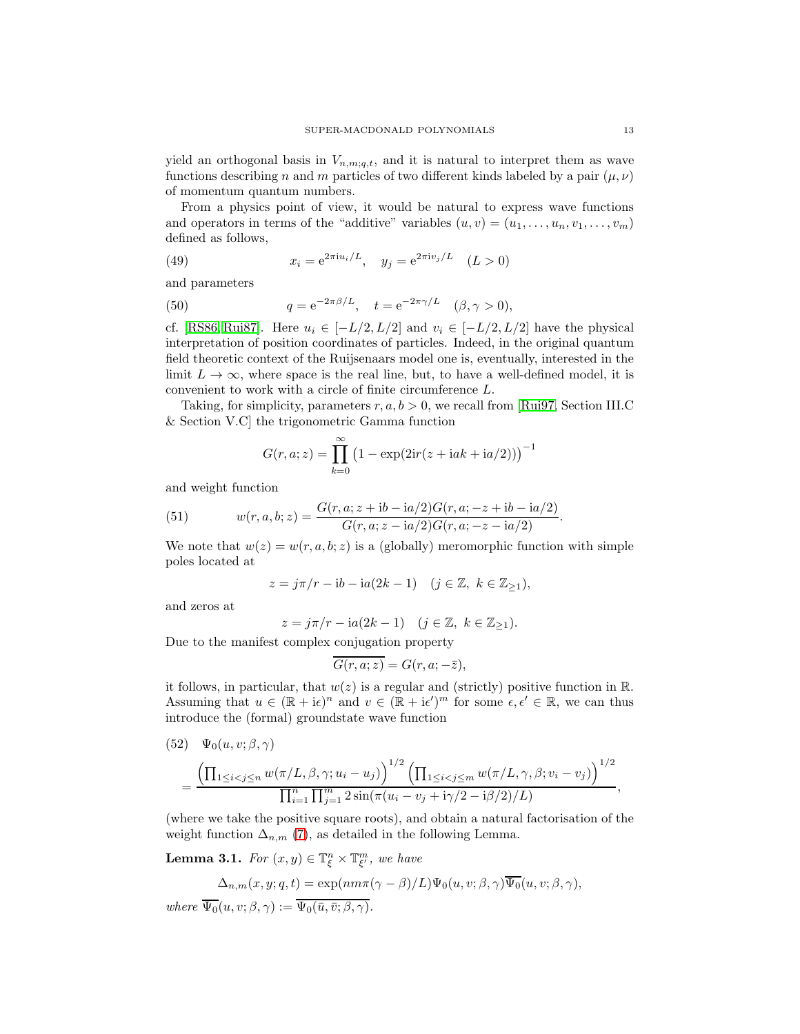yield an orthogonal basis in $V_{n,m;q,t}$, and it is natural to interpret them as wave functions describing $n$ and $m$ particles of two different kinds labeled by a pair $(\mu, \nu)$ of momentum quantum numbers.

From a physics point of view, it would be natural to express wave functions and operators in terms of the "additive" variables $(u, v) = (u_1, \ldots, u_n, v_1, \ldots, v_m)$ defined as follows,

$$x_i = \mathrm{e}^{2\pi \mathrm{i} u_i/L}, \quad y_j = \mathrm{e}^{2\pi \mathrm{i} v_j/L} \quad (L > 0) \tag{49}$$

and parameters

$$q = \mathrm{e}^{-2\pi\beta/L}, \quad t = \mathrm{e}^{-2\pi\gamma/L} \quad (\beta, \gamma > 0), \tag{50}$$

cf. [RS86, Rui87]. Here $u_i \in [-L/2, L/2]$ and $v_i \in [-L/2, L/2]$ have the physical interpretation of position coordinates of particles. Indeed, in the original quantum field theoretic context of the Ruijsenaars model one is, eventually, interested in the limit $L \to \infty$, where space is the real line, but, to have a well-defined model, it is convenient to work with a circle of finite circumference $L$.

Taking, for simplicity, parameters $r, a, b > 0$, we recall from [Rui97, Section III.C & Section V.C] the trigonometric Gamma function

$$G(r, a; z) = \prod_{k=0}^{\infty} \left(1 - \exp(2\mathrm{i}r(z + \mathrm{i}ak + \mathrm{i}a/2))\right)^{-1}$$

and weight function

$$w(r, a, b; z) = \frac{G(r, a; z + \mathrm{i}b - \mathrm{i}a/2)G(r, a; -z + \mathrm{i}b - \mathrm{i}a/2)}{G(r, a; z - \mathrm{i}a/2)G(r, a; -z - \mathrm{i}a/2)}. \tag{51}$$

We note that $w(z) = w(r, a, b; z)$ is a (globally) meromorphic function with simple poles located at

$$z = j\pi/r - \mathrm{i}b - \mathrm{i}a(2k - 1) \quad (j \in \mathbb{Z},\ k \in \mathbb{Z}_{\geq 1}),$$

and zeros at

$$z = j\pi/r - \mathrm{i}a(2k - 1) \quad (j \in \mathbb{Z},\ k \in \mathbb{Z}_{\geq 1}).$$

Due to the manifest complex conjugation property

$$\overline{G(r, a; z)} = G(r, a; -\bar{z}),$$

it follows, in particular, that $w(z)$ is a regular and (strictly) positive function in $\mathbb{R}$. Assuming that $u \in (\mathbb{R} + \mathrm{i}\epsilon)^n$ and $v \in (\mathbb{R} + \mathrm{i}\epsilon')^m$ for some $\epsilon, \epsilon' \in \mathbb{R}$, we can thus introduce the (formal) groundstate wave function

$$\begin{aligned} &\Psi_0(u, v; \beta, \gamma) \\ &= \frac{\left(\prod_{1 \leq i < j \leq n} w(\pi/L, \beta, \gamma; u_i - u_j)\right)^{1/2} \left(\prod_{1 \leq i < j \leq m} w(\pi/L, \gamma, \beta; v_i - v_j)\right)^{1/2}}{\prod_{i=1}^{n} \prod_{j=1}^{m} 2\sin(\pi(u_i - v_j + \mathrm{i}\gamma/2 - \mathrm{i}\beta/2)/L)}, \end{aligned} \tag{52}$$

(where we take the positive square roots), and obtain a natural factorisation of the weight function $\Delta_{n,m}$ (7), as detailed in the following Lemma.

**Lemma 3.1.** *For $(x, y) \in \mathbb{T}_{\xi}^{n} \times \mathbb{T}_{\xi'}^{m}$, we have*

$$\Delta_{n,m}(x, y; q, t) = \exp(nm\pi(\gamma - \beta)/L)\Psi_0(u, v; \beta, \gamma)\overline{\Psi_0}(u, v; \beta, \gamma),$$

*where $\overline{\Psi_0}(u, v; \beta, \gamma) := \overline{\Psi_0(\bar{u}, \bar{v}; \beta, \gamma)}$.*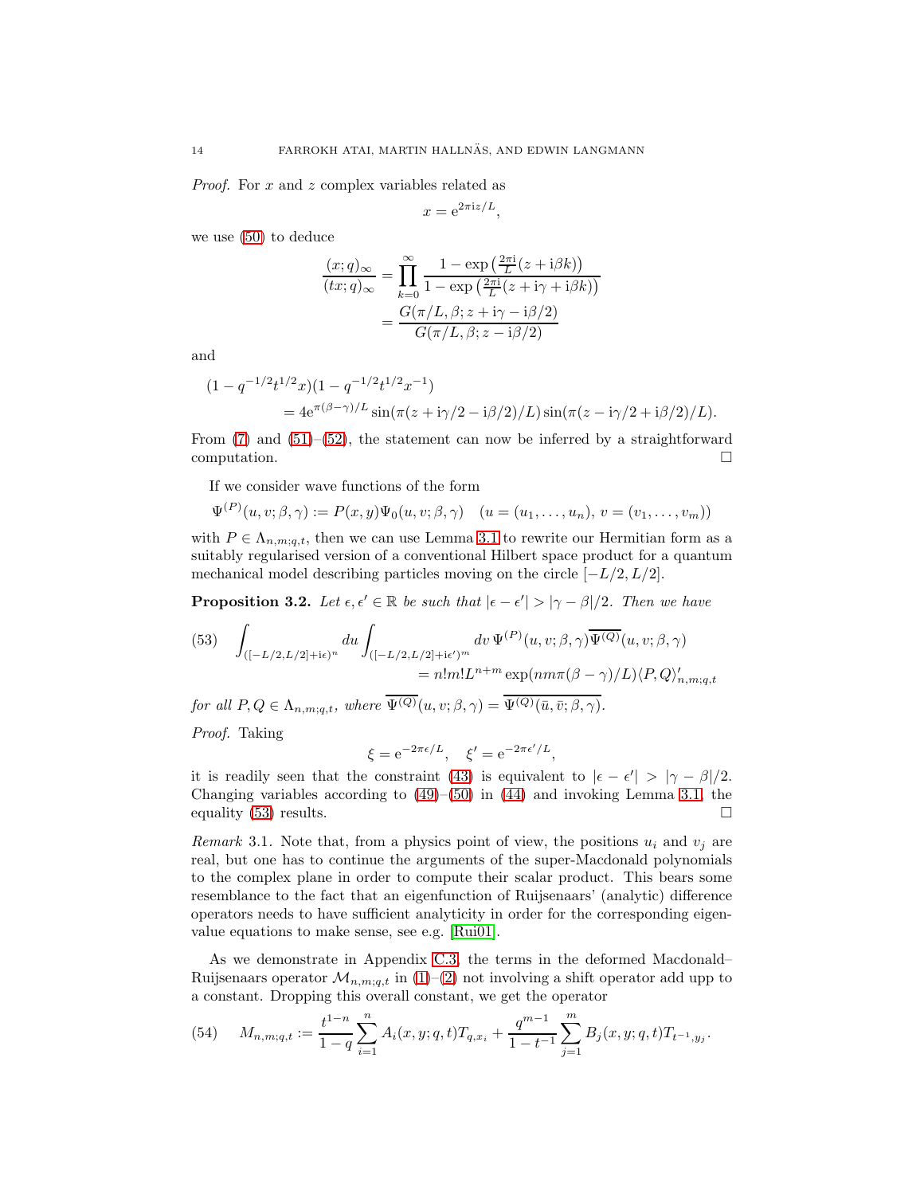*Proof.* For $x$ and $z$ complex variables related as

$$x = e^{2\pi i z/L},$$

we use (50) to deduce

$$\frac{(x;q)_\infty}{(tx;q)_\infty} = \prod_{k=0}^{\infty} \frac{1 - \exp\left(\frac{2\pi i}{L}(z + i\beta k)\right)}{1 - \exp\left(\frac{2\pi i}{L}(z + i\gamma + i\beta k)\right)} = \frac{G(\pi/L, \beta; z + i\gamma - i\beta/2)}{G(\pi/L, \beta; z - i\beta/2)}$$

and

$$(1 - q^{-1/2}t^{1/2}x)(1 - q^{-1/2}t^{1/2}x^{-1}) = 4e^{\pi(\beta-\gamma)/L} \sin(\pi(z + i\gamma/2 - i\beta/2)/L) \sin(\pi(z - i\gamma/2 + i\beta/2)/L).$$

From (7) and (51)–(52), the statement can now be inferred by a straightforward computation. $\square$

If we consider wave functions of the form

$$\Psi^{(P)}(u, v; \beta, \gamma) := P(x, y)\Psi_0(u, v; \beta, \gamma) \quad (u = (u_1, \ldots, u_n),\ v = (v_1, \ldots, v_m))$$

with $P \in \Lambda_{n,m;q,t}$, then we can use Lemma 3.1 to rewrite our Hermitian form as a suitably regularised version of a conventional Hilbert space product for a quantum mechanical model describing particles moving on the circle $[-L/2, L/2]$.

**Proposition 3.2.** *Let $\epsilon, \epsilon' \in \mathbb{R}$ be such that $|\epsilon - \epsilon'| > |\gamma - \beta|/2$. Then we have*

$$\int_{([-L/2,L/2]+i\epsilon)^n} du \int_{([-L/2,L/2]+i\epsilon')^m} dv\, \Psi^{(P)}(u, v; \beta, \gamma)\overline{\Psi^{(Q)}}(u, v; \beta, \gamma) = n!m!L^{n+m} \exp(nm\pi(\beta - \gamma)/L)\langle P, Q\rangle'_{n,m;q,t} \tag{53}$$

*for all $P, Q \in \Lambda_{n,m;q,t}$, where $\overline{\Psi^{(Q)}}(u, v; \beta, \gamma) = \overline{\Psi^{(Q)}(\bar{u}, \bar{v}; \beta, \gamma)}$.*

*Proof.* Taking

$$\xi = e^{-2\pi\epsilon/L}, \quad \xi' = e^{-2\pi\epsilon'/L},$$

it is readily seen that the constraint (43) is equivalent to $|\epsilon - \epsilon'| > |\gamma - \beta|/2$. Changing variables according to (49)–(50) in (44) and invoking Lemma 3.1, the equality (53) results. $\square$

*Remark* 3.1. Note that, from a physics point of view, the positions $u_i$ and $v_j$ are real, but one has to continue the arguments of the super-Macdonald polynomials to the complex plane in order to compute their scalar product. This bears some resemblance to the fact that an eigenfunction of Ruijsenaars' (analytic) difference operators needs to have sufficient analyticity in order for the corresponding eigenvalue equations to make sense, see e.g. [Rui01].

As we demonstrate in Appendix C.3, the terms in the deformed Macdonald–Ruijsenaars operator $\mathcal{M}_{n,m;q,t}$ in (1)–(2) not involving a shift operator add upp to a constant. Dropping this overall constant, we get the operator

$$M_{n,m;q,t} := \frac{t^{1-n}}{1-q} \sum_{i=1}^{n} A_i(x, y; q, t)T_{q,x_i} + \frac{q^{m-1}}{1-t^{-1}} \sum_{j=1}^{m} B_j(x, y; q, t)T_{t^{-1},y_j}. \tag{54}$$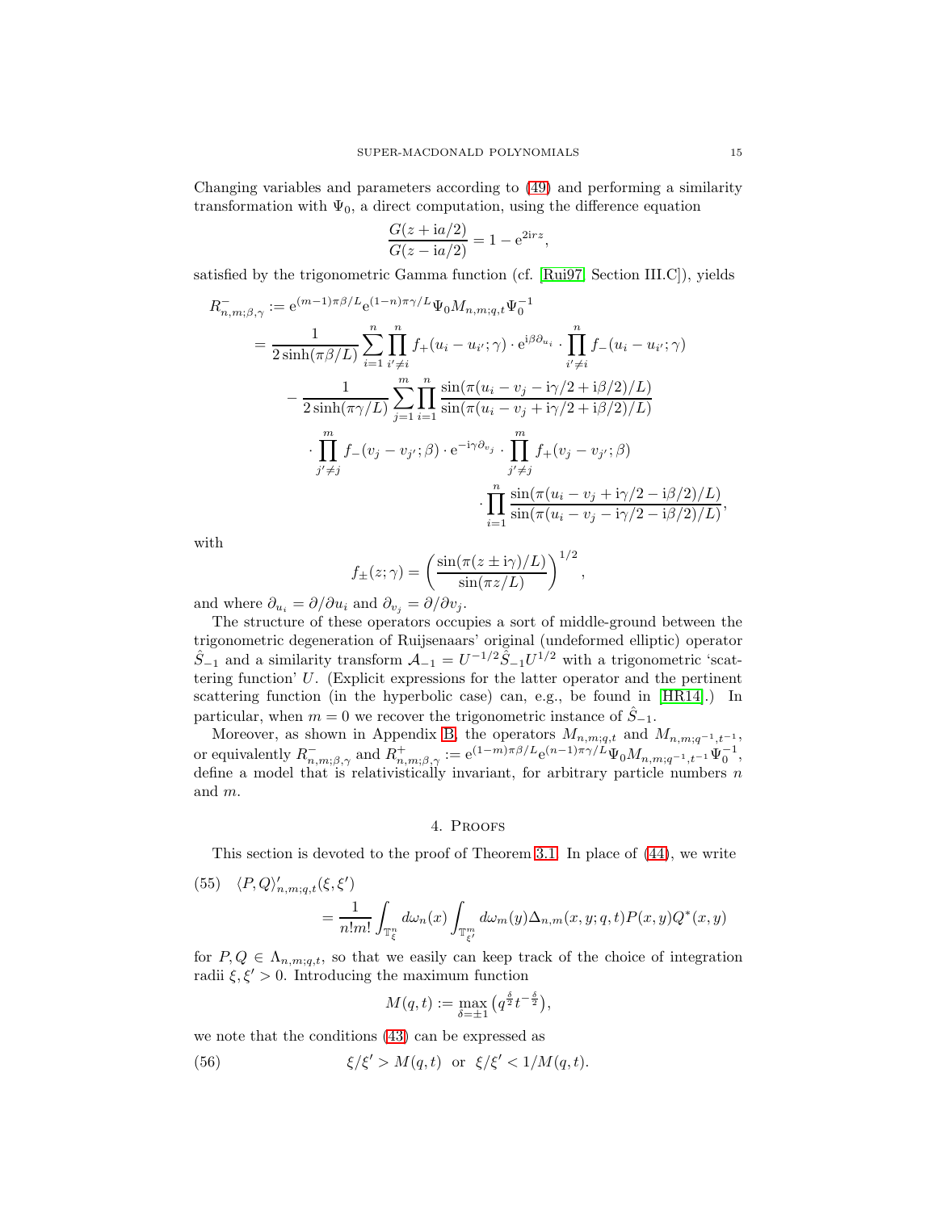Changing variables and parameters according to (49) and performing a similarity transformation with $\Psi_0$, a direct computation, using the difference equation

$$\frac{G(z+\mathrm{i}a/2)}{G(z-\mathrm{i}a/2)} = 1 - \mathrm{e}^{2\mathrm{i}rz},$$

satisfied by the trigonometric Gamma function (cf. [Rui97, Section III.C]), yields

$$\begin{aligned}
R^-_{n,m;\beta,\gamma} &:= \mathrm{e}^{(m-1)\pi\beta/L}\mathrm{e}^{(1-n)\pi\gamma/L}\Psi_0 M_{n,m;q,t}\Psi_0^{-1} \\
&= \frac{1}{2\sinh(\pi\beta/L)}\sum_{i=1}^n \prod_{i'\neq i}^n f_+(u_i-u_{i'};\gamma)\cdot \mathrm{e}^{\mathrm{i}\beta\partial_{u_i}}\cdot \prod_{i'\neq i}^n f_-(u_i-u_{i'};\gamma) \\
&\quad - \frac{1}{2\sinh(\pi\gamma/L)}\sum_{j=1}^m \prod_{i=1}^n \frac{\sin(\pi(u_i-v_j-\mathrm{i}\gamma/2+\mathrm{i}\beta/2)/L)}{\sin(\pi(u_i-v_j+\mathrm{i}\gamma/2+\mathrm{i}\beta/2)/L)} \\
&\quad \cdot \prod_{j'\neq j}^m f_-(v_j-v_{j'};\beta)\cdot \mathrm{e}^{-\mathrm{i}\gamma\partial_{v_j}}\cdot \prod_{j'\neq j}^m f_+(v_j-v_{j'};\beta) \\
&\quad \cdot \prod_{i=1}^n \frac{\sin(\pi(u_i-v_j+\mathrm{i}\gamma/2-\mathrm{i}\beta/2)/L)}{\sin(\pi(u_i-v_j-\mathrm{i}\gamma/2-\mathrm{i}\beta/2)/L)},
\end{aligned}$$

with

$$f_\pm(z;\gamma) = \left(\frac{\sin(\pi(z\pm \mathrm{i}\gamma)/L)}{\sin(\pi z/L)}\right)^{1/2},$$

and where $\partial_{u_i} = \partial/\partial u_i$ and $\partial_{v_j} = \partial/\partial v_j$.

The structure of these operators occupies a sort of middle-ground between the trigonometric degeneration of Ruijsenaars' original (undeformed elliptic) operator $\hat{S}_{-1}$ and a similarity transform $\mathcal{A}_{-1} = U^{-1/2}\hat{S}_{-1}U^{1/2}$ with a trigonometric 'scattering function' $U$. (Explicit expressions for the latter operator and the pertinent scattering function (in the hyperbolic case) can, e.g., be found in [HR14].) In particular, when $m=0$ we recover the trigonometric instance of $\hat{S}_{-1}$.

Moreover, as shown in Appendix B, the operators $M_{n,m;q,t}$ and $M_{n,m;q^{-1},t^{-1}}$, or equivalently $R^-_{n,m;\beta,\gamma}$ and $R^+_{n,m;\beta,\gamma} := \mathrm{e}^{(1-m)\pi\beta/L}\mathrm{e}^{(n-1)\pi\gamma/L}\Psi_0 M_{n,m;q^{-1},t^{-1}}\Psi_0^{-1}$, define a model that is relativistically invariant, for arbitrary particle numbers $n$ and $m$.

## 4. Proofs

This section is devoted to the proof of Theorem 3.1. In place of (44), we write

$$(55)\quad \langle P,Q\rangle'_{n,m;q,t}(\xi,\xi') = \frac{1}{n!m!}\int_{\mathbb{T}^n_\xi} d\omega_n(x)\int_{\mathbb{T}^m_{\xi'}} d\omega_m(y)\Delta_{n,m}(x,y;q,t)P(x,y)Q^*(x,y)$$

for $P,Q\in\Lambda_{n,m;q,t}$, so that we easily can keep track of the choice of integration radii $\xi,\xi'>0$. Introducing the maximum function

$$M(q,t) := \max_{\delta=\pm 1}\left(q^{\frac{\delta}{2}}t^{-\frac{\delta}{2}}\right),$$

we note that the conditions (43) can be expressed as

$$(56)\qquad \xi/\xi' > M(q,t)\ \text{ or }\ \xi/\xi' < 1/M(q,t).$$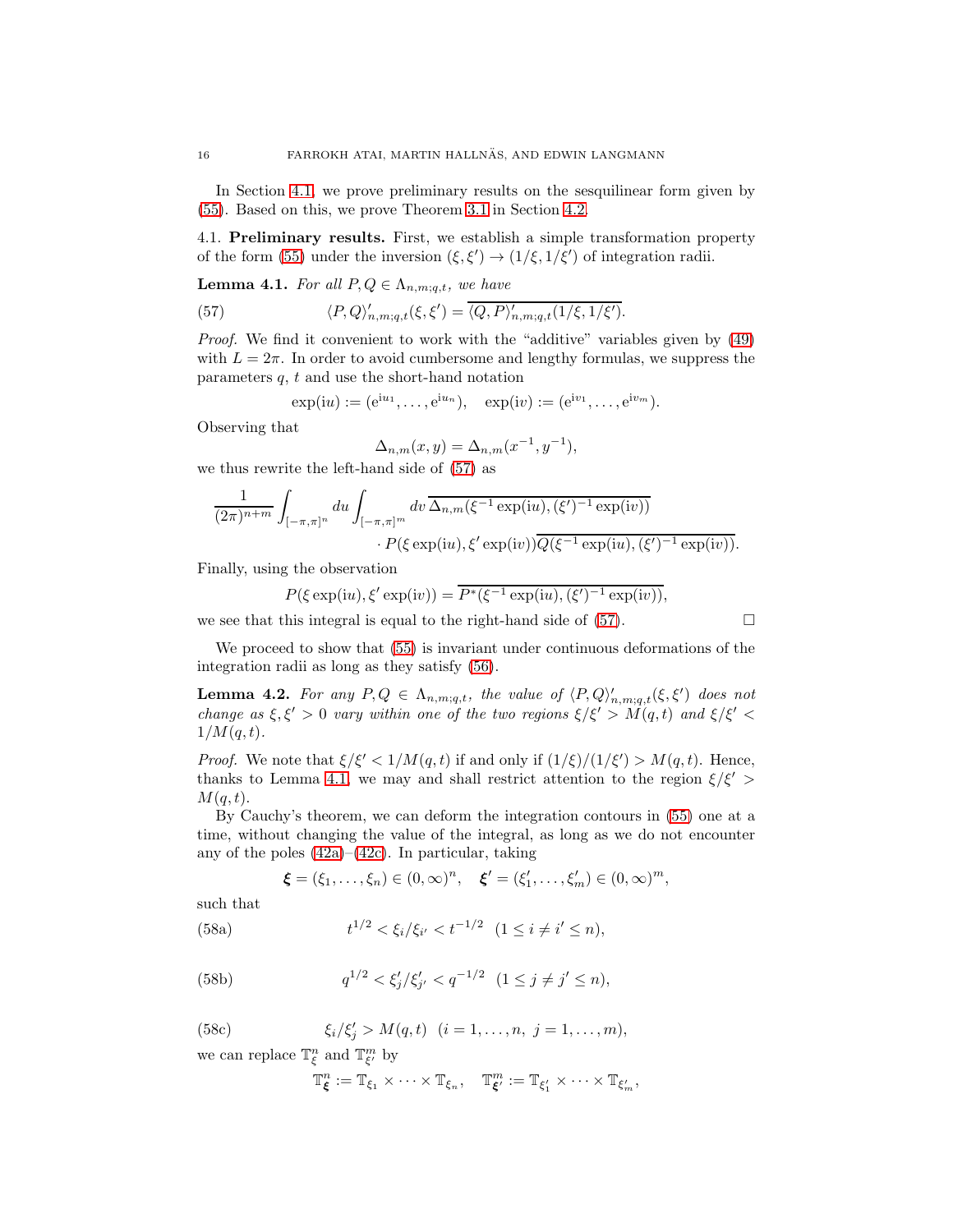In Section 4.1, we prove preliminary results on the sesquilinear form given by (55). Based on this, we prove Theorem 3.1 in Section 4.2.

4.1. **Preliminary results.** First, we establish a simple transformation property of the form (55) under the inversion $(\xi,\xi')\to(1/\xi,1/\xi')$ of integration radii.

**Lemma 4.1.** *For all $P,Q\in\Lambda_{n,m;q,t}$, we have*

$$\langle P,Q\rangle'_{n,m;q,t}(\xi,\xi') = \overline{\langle Q,P\rangle'_{n,m;q,t}(1/\xi,1/\xi')}. \tag{57}$$

*Proof.* We find it convenient to work with the "additive" variables given by (49) with $L=2\pi$. In order to avoid cumbersome and lengthy formulas, we suppress the parameters $q$, $t$ and use the short-hand notation

$$\exp(\mathrm{i}u) := (\mathrm{e}^{\mathrm{i}u_1},\ldots,\mathrm{e}^{\mathrm{i}u_n}),\quad \exp(\mathrm{i}v) := (\mathrm{e}^{\mathrm{i}v_1},\ldots,\mathrm{e}^{\mathrm{i}v_m}).$$

Observing that

$$\Delta_{n,m}(x,y) = \Delta_{n,m}(x^{-1},y^{-1}),$$

we thus rewrite the left-hand side of (57) as

$$\frac{1}{(2\pi)^{n+m}}\int_{[-\pi,\pi]^n}du\int_{[-\pi,\pi]^m}dv\,\overline{\Delta_{n,m}(\xi^{-1}\exp(\mathrm{i}u),(\xi')^{-1}\exp(\mathrm{i}v))}$$
$$\cdot P(\xi\exp(\mathrm{i}u),\xi'\exp(\mathrm{i}v))\overline{Q(\xi^{-1}\exp(\mathrm{i}u),(\xi')^{-1}\exp(\mathrm{i}v))}.$$

Finally, using the observation

$$P(\xi\exp(\mathrm{i}u),\xi'\exp(\mathrm{i}v)) = \overline{P^*(\xi^{-1}\exp(\mathrm{i}u),(\xi')^{-1}\exp(\mathrm{i}v))},$$

we see that this integral is equal to the right-hand side of (57). $\square$

We proceed to show that (55) is invariant under continuous deformations of the integration radii as long as they satisfy (56).

**Lemma 4.2.** *For any $P,Q\in\Lambda_{n,m;q,t}$, the value of $\langle P,Q\rangle'_{n,m;q,t}(\xi,\xi')$ does not change as $\xi,\xi'>0$ vary within one of the two regions $\xi/\xi'>M(q,t)$ and $\xi/\xi'<1/M(q,t)$.*

*Proof.* We note that $\xi/\xi'<1/M(q,t)$ if and only if $(1/\xi)/(1/\xi')>M(q,t)$. Hence, thanks to Lemma 4.1, we may and shall restrict attention to the region $\xi/\xi'>M(q,t)$.

By Cauchy's theorem, we can deform the integration contours in (55) one at a time, without changing the value of the integral, as long as we do not encounter any of the poles (42a)–(42c). In particular, taking

$$\boldsymbol{\xi}=(\xi_1,\ldots,\xi_n)\in(0,\infty)^n,\quad \boldsymbol{\xi}'=(\xi'_1,\ldots,\xi'_m)\in(0,\infty)^m,$$

such that

$$t^{1/2}<\xi_i/\xi_{i'}<t^{-1/2}\quad(1\leq i\neq i'\leq n), \tag{58a}$$

$$q^{1/2}<\xi'_j/\xi'_{j'}<q^{-1/2}\quad(1\leq j\neq j'\leq n), \tag{58b}$$

$$\xi_i/\xi'_j>M(q,t)\quad(i=1,\ldots,n,\ j=1,\ldots,m), \tag{58c}$$

we can replace $\mathbb{T}^n_\xi$ and $\mathbb{T}^m_{\xi'}$ by

$$\mathbb{T}^n_{\boldsymbol{\xi}} := \mathbb{T}_{\xi_1}\times\cdots\times\mathbb{T}_{\xi_n},\quad \mathbb{T}^m_{\boldsymbol{\xi}'} := \mathbb{T}_{\xi'_1}\times\cdots\times\mathbb{T}_{\xi'_m},$$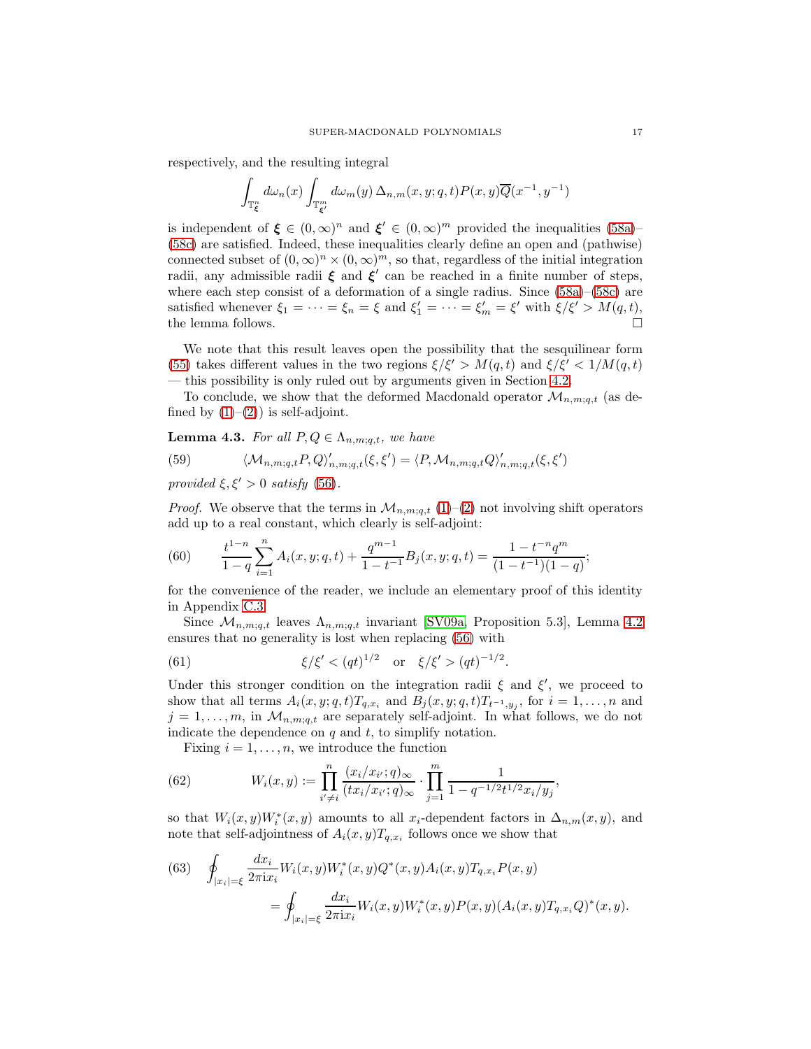respectively, and the resulting integral

$$\int_{\mathbb{T}^n_{\boldsymbol{\xi}}} d\omega_n(x) \int_{\mathbb{T}^m_{\boldsymbol{\xi}'}} d\omega_m(y)\, \Delta_{n,m}(x,y;q,t) P(x,y) \overline{Q}(x^{-1},y^{-1})$$

is independent of $\boldsymbol{\xi} \in (0,\infty)^n$ and $\boldsymbol{\xi}' \in (0,\infty)^m$ provided the inequalities (58a)–(58c) are satisfied. Indeed, these inequalities clearly define an open and (pathwise) connected subset of $(0,\infty)^n \times (0,\infty)^m$, so that, regardless of the initial integration radii, any admissible radii $\boldsymbol{\xi}$ and $\boldsymbol{\xi}'$ can be reached in a finite number of steps, where each step consist of a deformation of a single radius. Since (58a)–(58c) are satisfied whenever $\xi_1 = \cdots = \xi_n = \xi$ and $\xi'_1 = \cdots = \xi'_m = \xi'$ with $\xi/\xi' > M(q,t)$, the lemma follows. □

We note that this result leaves open the possibility that the sesquilinear form (55) takes different values in the two regions $\xi/\xi' > M(q,t)$ and $\xi/\xi' < 1/M(q,t)$ — this possibility is only ruled out by arguments given in Section 4.2.

To conclude, we show that the deformed Macdonald operator $\mathcal{M}_{n,m;q,t}$ (as defined by (1)–(2)) is self-adjoint.

**Lemma 4.3.** *For all $P, Q \in \Lambda_{n,m;q,t}$, we have*

$$\langle \mathcal{M}_{n,m;q,t} P, Q\rangle'_{n,m;q,t}(\xi,\xi') = \langle P, \mathcal{M}_{n,m;q,t} Q\rangle'_{n,m;q,t}(\xi,\xi') \tag{59}$$

*provided $\xi, \xi' > 0$ satisfy* (56).

*Proof.* We observe that the terms in $\mathcal{M}_{n,m;q,t}$ (1)–(2) not involving shift operators add up to a real constant, which clearly is self-adjoint:

$$\frac{t^{1-n}}{1-q}\sum_{i=1}^n A_i(x,y;q,t) + \frac{q^{m-1}}{1-t^{-1}} B_j(x,y;q,t) = \frac{1-t^{-n}q^m}{(1-t^{-1})(1-q)}; \tag{60}$$

for the convenience of the reader, we include an elementary proof of this identity in Appendix C.3.

Since $\mathcal{M}_{n,m;q,t}$ leaves $\Lambda_{n,m;q,t}$ invariant [SV09a, Proposition 5.3], Lemma 4.2 ensures that no generality is lost when replacing (56) with

$$\xi/\xi' < (qt)^{1/2} \quad \text{or} \quad \xi/\xi' > (qt)^{-1/2}. \tag{61}$$

Under this stronger condition on the integration radii $\xi$ and $\xi'$, we proceed to show that all terms $A_i(x,y;q,t)T_{q,x_i}$ and $B_j(x,y;q,t)T_{t^{-1},y_j}$, for $i = 1,\ldots,n$ and $j = 1,\ldots,m$, in $\mathcal{M}_{n,m;q,t}$ are separately self-adjoint. In what follows, we do not indicate the dependence on $q$ and $t$, to simplify notation.

Fixing $i = 1,\ldots,n$, we introduce the function

$$W_i(x,y) := \prod_{i'\neq i}^n \frac{(x_i/x_{i'};q)_\infty}{(tx_i/x_{i'};q)_\infty} \cdot \prod_{j=1}^m \frac{1}{1-q^{-1/2}t^{1/2}x_i/y_j}, \tag{62}$$

so that $W_i(x,y)W_i^*(x,y)$ amounts to all $x_i$-dependent factors in $\Delta_{n,m}(x,y)$, and note that self-adjointness of $A_i(x,y)T_{q,x_i}$ follows once we show that

$$\begin{aligned}\oint_{|x_i|=\xi} \frac{dx_i}{2\pi \mathrm{i} x_i} W_i(x,y)W_i^*(x,y)Q^*(x,y)A_i(x,y)T_{q,x_i}P(x,y) \\ = \oint_{|x_i|=\xi} \frac{dx_i}{2\pi \mathrm{i} x_i} W_i(x,y)W_i^*(x,y)P(x,y)(A_i(x,y)T_{q,x_i}Q)^*(x,y).\end{aligned} \tag{63}$$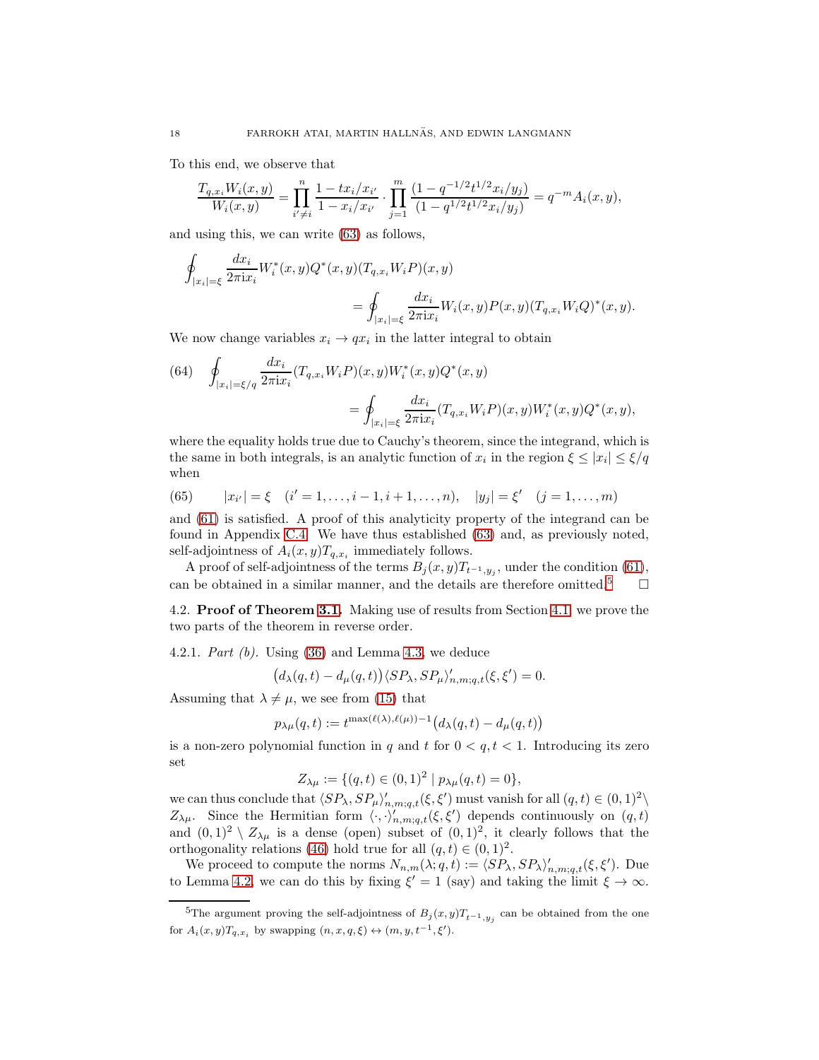To this end, we observe that

$$\frac{T_{q,x_i}W_i(x,y)}{W_i(x,y)} = \prod_{i'\neq i}^{n} \frac{1-tx_i/x_{i'}}{1-x_i/x_{i'}} \cdot \prod_{j=1}^{m} \frac{(1-q^{-1/2}t^{1/2}x_i/y_j)}{(1-q^{1/2}t^{1/2}x_i/y_j)} = q^{-m}A_i(x,y),$$

and using this, we can write (63) as follows,

$$\oint_{|x_i|=\xi} \frac{dx_i}{2\pi \mathrm{i} x_i} W_i^*(x,y)Q^*(x,y)(T_{q,x_i}W_iP)(x,y) \\ = \oint_{|x_i|=\xi} \frac{dx_i}{2\pi \mathrm{i} x_i} W_i(x,y)P(x,y)(T_{q,x_i}W_iQ)^*(x,y).$$

We now change variables $x_i \to qx_i$ in the latter integral to obtain

$$\oint_{|x_i|=\xi/q} \frac{dx_i}{2\pi \mathrm{i} x_i} (T_{q,x_i}W_iP)(x,y)W_i^*(x,y)Q^*(x,y) \\ = \oint_{|x_i|=\xi} \frac{dx_i}{2\pi \mathrm{i} x_i} (T_{q,x_i}W_iP)(x,y)W_i^*(x,y)Q^*(x,y), \tag{64}$$

where the equality holds true due to Cauchy's theorem, since the integrand, which is the same in both integrals, is an analytic function of $x_i$ in the region $\xi \leq |x_i| \leq \xi/q$ when

$$|x_{i'}| = \xi \quad (i' = 1,\ldots,i-1,i+1,\ldots,n), \quad |y_j| = \xi' \quad (j = 1,\ldots,m) \tag{65}$$

and (61) is satisfied. A proof of this analyticity property of the integrand can be found in Appendix C.4. We have thus established (63) and, as previously noted, self-adjointness of $A_i(x,y)T_{q,x_i}$ immediately follows.

A proof of self-adjointness of the terms $B_j(x,y)T_{t^{-1},y_j}$, under the condition (61), can be obtained in a similar manner, and the details are therefore omitted.[5] □

## 4.2. Proof of Theorem 3.1.

Making use of results from Section 4.1, we prove the two parts of the theorem in reverse order.

#### 4.2.1. *Part (b).*

Using (36) and Lemma 4.3, we deduce

$$\big(d_\lambda(q,t) - d_\mu(q,t)\big)\langle SP_\lambda, SP_\mu\rangle'_{n,m;q,t}(\xi,\xi') = 0.$$

Assuming that $\lambda \neq \mu$, we see from (15) that

$$p_{\lambda\mu}(q,t) := t^{\max(\ell(\lambda),\ell(\mu))-1}\big(d_\lambda(q,t) - d_\mu(q,t)\big)$$

is a non-zero polynomial function in $q$ and $t$ for $0 < q,t < 1$. Introducing its zero set

$$Z_{\lambda\mu} := \{(q,t) \in (0,1)^2 \mid p_{\lambda\mu}(q,t) = 0\},$$

we can thus conclude that $\langle SP_\lambda, SP_\mu\rangle'_{n,m;q,t}(\xi,\xi')$ must vanish for all $(q,t) \in (0,1)^2 \setminus Z_{\lambda\mu}$. Since the Hermitian form $\langle\cdot,\cdot\rangle'_{n,m;q,t}(\xi,\xi')$ depends continuously on $(q,t)$ and $(0,1)^2 \setminus Z_{\lambda\mu}$ is a dense (open) subset of $(0,1)^2$, it clearly follows that the orthogonality relations (46) hold true for all $(q,t) \in (0,1)^2$.

We proceed to compute the norms $N_{n,m}(\lambda;q,t) := \langle SP_\lambda, SP_\lambda\rangle'_{n,m;q,t}(\xi,\xi')$. Due to Lemma 4.2, we can do this by fixing $\xi' = 1$ (say) and taking the limit $\xi \to \infty$.

[5] The argument proving the self-adjointness of $B_j(x,y)T_{t^{-1},y_j}$ can be obtained from the one for $A_i(x,y)T_{q,x_i}$ by swapping $(n,x,q,\xi) \leftrightarrow (m,y,t^{-1},\xi')$.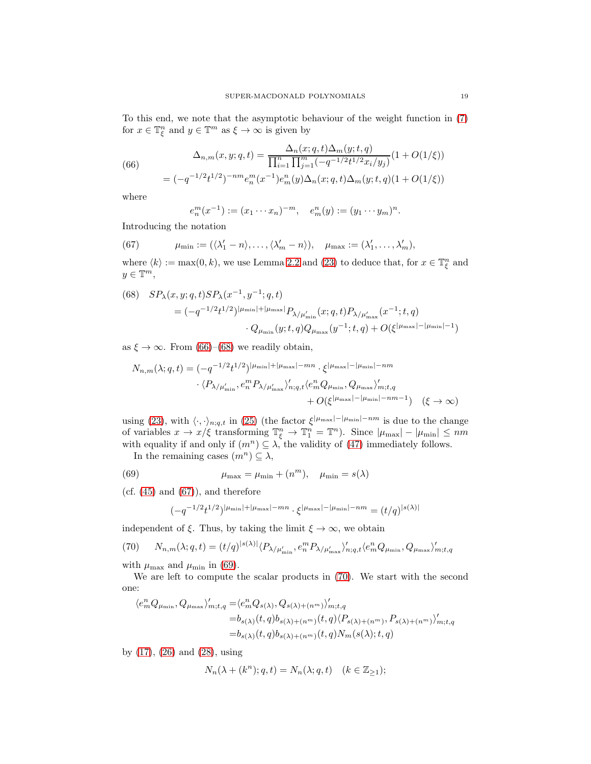To this end, we note that the asymptotic behaviour of the weight function in (7) for $x \in \mathbb{T}^n_\xi$ and $y \in \mathbb{T}^m$ as $\xi \to \infty$ is given by

$$
\begin{aligned}
\Delta_{n,m}(x,y;q,t) &= \frac{\Delta_n(x;q,t)\Delta_m(y;t,q)}{\prod_{i=1}^n \prod_{j=1}^m (-q^{-1/2}t^{1/2}x_i/y_j)}(1+O(1/\xi)) \\
&= (-q^{-1/2}t^{1/2})^{-nm} e_n^m(x^{-1}) e_m^n(y) \Delta_n(x;q,t)\Delta_m(y;t,q)(1+O(1/\xi))
\end{aligned}
\tag{66}
$$

where

$$
e_n^m(x^{-1}) := (x_1 \cdots x_n)^{-m}, \quad e_m^n(y) := (y_1 \cdots y_m)^n.
$$

Introducing the notation

$$
\mu_{\min} := (\langle \lambda'_1 - n\rangle, \ldots, \langle \lambda'_m - n\rangle), \quad \mu_{\max} := (\lambda'_1, \ldots, \lambda'_m), \tag{67}
$$

where $\langle k \rangle := \max(0,k)$, we use Lemma 2.2 and (23) to deduce that, for $x \in \mathbb{T}^n_\xi$ and $y \in \mathbb{T}^m$,

$$
\begin{aligned}
SP_\lambda(x,y;q,t)&SP_\lambda(x^{-1},y^{-1};q,t) \\
&= (-q^{-1/2}t^{1/2})^{|\mu_{\min}|+|\mu_{\max}|} P_{\lambda/\mu'_{\min}}(x;q,t) P_{\lambda/\mu'_{\max}}(x^{-1};t,q) \\
&\qquad \cdot Q_{\mu_{\min}}(y;t,q) Q_{\mu_{\max}}(y^{-1};t,q) + O(\xi^{|\mu_{\max}|-|\mu_{\min}|-1})
\end{aligned}
\tag{68}
$$

as $\xi \to \infty$. From (66)–(68) we readily obtain,

$$
\begin{aligned}
N_{n,m}(\lambda;q,t) = (-q^{-1/2}t^{1/2})^{|\mu_{\min}|+|\mu_{\max}|-mn} \cdot \xi^{|\mu_{\max}|-|\mu_{\min}|-nm} \\
\cdot \langle P_{\lambda/\mu'_{\min}}, e_n^m P_{\lambda/\mu'_{\max}} \rangle'_{n;q,t} \langle e_m^n Q_{\mu_{\min}}, Q_{\mu_{\max}} \rangle'_{m;t,q} \\
+ O(\xi^{|\mu_{\max}|-|\mu_{\min}|-nm-1}) \quad (\xi \to \infty)
\end{aligned}
$$

using (23), with $\langle \cdot,\cdot \rangle_{n;q,t}$ in (25) (the factor $\xi^{|\mu_{\max}|-|\mu_{\min}|-nm}$ is due to the change of variables $x \to x/\xi$ transforming $\mathbb{T}^n_\xi \to \mathbb{T}^n_1 = \mathbb{T}^n$). Since $|\mu_{\max}| - |\mu_{\min}| \leq nm$ with equality if and only if $(m^n) \subseteq \lambda$, the validity of (47) immediately follows.

In the remaining cases $(m^n) \subseteq \lambda$,

$$
\mu_{\max} = \mu_{\min} + (n^m), \quad \mu_{\min} = s(\lambda) \tag{69}
$$

(cf. (45) and (67)), and therefore

$$
(-q^{-1/2}t^{1/2})^{|\mu_{\min}|+|\mu_{\max}|-mn} \cdot \xi^{|\mu_{\max}|-|\mu_{\min}|-nm} = (t/q)^{|s(\lambda)|}
$$

independent of $\xi$. Thus, by taking the limit $\xi \to \infty$, we obtain

$$
N_{n,m}(\lambda;q,t) = (t/q)^{|s(\lambda)|} \langle P_{\lambda/\mu'_{\min}}, e_n^m P_{\lambda/\mu'_{\max}} \rangle'_{n;q,t} \langle e_m^n Q_{\mu_{\min}}, Q_{\mu_{\max}} \rangle'_{m;t,q} \tag{70}
$$

with $\mu_{\max}$ and $\mu_{\min}$ in (69).

We are left to compute the scalar products in (70). We start with the second one:

$$
\begin{aligned}
\langle e_m^n Q_{\mu_{\min}}, Q_{\mu_{\max}} \rangle'_{m;t,q} &= \langle e_m^n Q_{s(\lambda)}, Q_{s(\lambda)+(n^m)} \rangle'_{m;t,q} \\
&= b_{s(\lambda)}(t,q) b_{s(\lambda)+(n^m)}(t,q) \langle P_{s(\lambda)+(n^m)}, P_{s(\lambda)+(n^m)} \rangle'_{m;t,q} \\
&= b_{s(\lambda)}(t,q) b_{s(\lambda)+(n^m)}(t,q) N_m(s(\lambda);t,q)
\end{aligned}
$$

by (17), (26) and (28), using

$$
N_n(\lambda + (k^n);q,t) = N_n(\lambda;q,t) \quad (k \in \mathbb{Z}_{\geq 1});
$$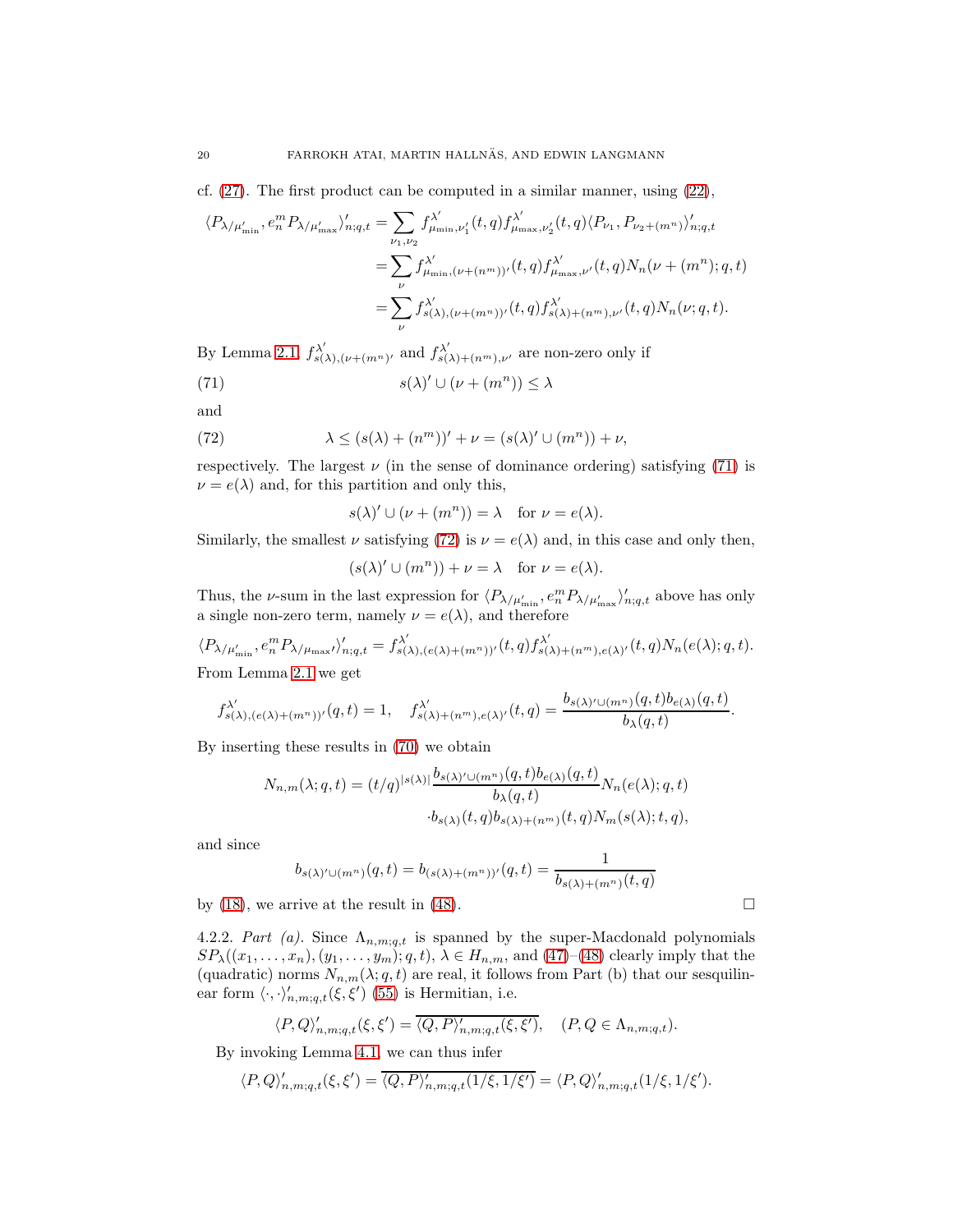cf. (27). The first product can be computed in a similar manner, using (22),

$$
\begin{aligned}
\langle P_{\lambda/\mu'_{\min}}, e_n^m P_{\lambda/\mu'_{\max}}\rangle'_{n;q,t} &= \sum_{\nu_1,\nu_2} f^{\lambda'}_{\mu_{\min},\nu'_1}(t,q) f^{\lambda'}_{\mu_{\max},\nu'_2}(t,q) \langle P_{\nu_1}, P_{\nu_2+(m^n)}\rangle'_{n;q,t} \\
&= \sum_{\nu} f^{\lambda'}_{\mu_{\min},(\nu+(m^n))'}(t,q) f^{\lambda'}_{\mu_{\max},\nu'}(t,q) N_n(\nu+(m^n);q,t) \\
&= \sum_{\nu} f^{\lambda'}_{s(\lambda),(\nu+(m^n))'}(t,q) f^{\lambda'}_{s(\lambda)+(n^m),\nu'}(t,q) N_n(\nu;q,t).
\end{aligned}
$$

By Lemma 2.1 $f^{\lambda'}_{s(\lambda),(\nu+(m^n))'}$ and $f^{\lambda'}_{s(\lambda)+(n^m),\nu'}$ are non-zero only if

$$
s(\lambda)' \cup (\nu+(m^n)) \leq \lambda \tag{71}
$$

and

$$
\lambda \leq (s(\lambda)+(n^m))' + \nu = (s(\lambda)' \cup (m^n)) + \nu, \tag{72}
$$

respectively. The largest $\nu$ (in the sense of dominance ordering) satisfying (71) is $\nu = e(\lambda)$ and, for this partition and only this,

$$
s(\lambda)' \cup (\nu + (m^n)) = \lambda \quad \text{for } \nu = e(\lambda).
$$

Similarly, the smallest $\nu$ satisfying (72) is $\nu = e(\lambda)$ and, in this case and only then,

$$
(s(\lambda)' \cup (m^n)) + \nu = \lambda \quad \text{for } \nu = e(\lambda).
$$

Thus, the $\nu$-sum in the last expression for $\langle P_{\lambda/\mu'_{\min}}, e_n^m P_{\lambda/\mu'_{\max}}\rangle'_{n;q,t}$ above has only a single non-zero term, namely $\nu = e(\lambda)$, and therefore

$$
\langle P_{\lambda/\mu'_{\min}}, e_n^m P_{\lambda/\mu_{\max}'}\rangle'_{n;q,t} = f^{\lambda'}_{s(\lambda),(e(\lambda)+(m^n))'}(t,q) f^{\lambda'}_{s(\lambda)+(n^m),e(\lambda)'}(t,q) N_n(e(\lambda);q,t).
$$

From Lemma 2.1 we get

$$
f^{\lambda'}_{s(\lambda),(e(\lambda)+(m^n))'}(q,t) = 1, \quad f^{\lambda'}_{s(\lambda)+(n^m),e(\lambda)'}(t,q) = \frac{b_{s(\lambda)'\cup(m^n)}(q,t) b_{e(\lambda)}(q,t)}{b_\lambda(q,t)}.
$$

By inserting these results in (70) we obtain

$$
\begin{aligned}
N_{n,m}(\lambda;q,t) = (t/q)^{|s(\lambda)|} &\frac{b_{s(\lambda)'\cup(m^n)}(q,t) b_{e(\lambda)}(q,t)}{b_\lambda(q,t)} N_n(e(\lambda);q,t) \\
&\cdot b_{s(\lambda)}(t,q) b_{s(\lambda)+(n^m)}(t,q) N_m(s(\lambda);t,q),
\end{aligned}
$$

and since

$$
b_{s(\lambda)'\cup(m^n)}(q,t) = b_{(s(\lambda)+(n^m))'}(q,t) = \frac{1}{b_{s(\lambda)+(n^m)}(t,q)}
$$

by (18), we arrive at the result in (48). □

4.2.2. *Part (a).* Since $\Lambda_{n,m;q,t}$ is spanned by the super-Macdonald polynomials $SP_\lambda((x_1,\ldots,x_n),(y_1,\ldots,y_m);q,t)$, $\lambda \in H_{n,m}$, and (47)–(48) clearly imply that the (quadratic) norms $N_{n,m}(\lambda;q,t)$ are real, it follows from Part (b) that our sesquilinear form $\langle\cdot,\cdot\rangle'_{n,m;q,t}(\xi,\xi')$ (55) is Hermitian, i.e.

$$
\langle P,Q\rangle'_{n,m;q,t}(\xi,\xi') = \overline{\langle Q,P\rangle'_{n,m;q,t}(\xi,\xi')}, \quad (P,Q \in \Lambda_{n,m;q,t}).
$$

By invoking Lemma 4.1, we can thus infer

$$
\langle P,Q\rangle'_{n,m;q,t}(\xi,\xi') = \overline{\langle Q,P\rangle'_{n,m;q,t}(1/\xi,1/\xi')} = \langle P,Q\rangle'_{n,m;q,t}(1/\xi,1/\xi').
$$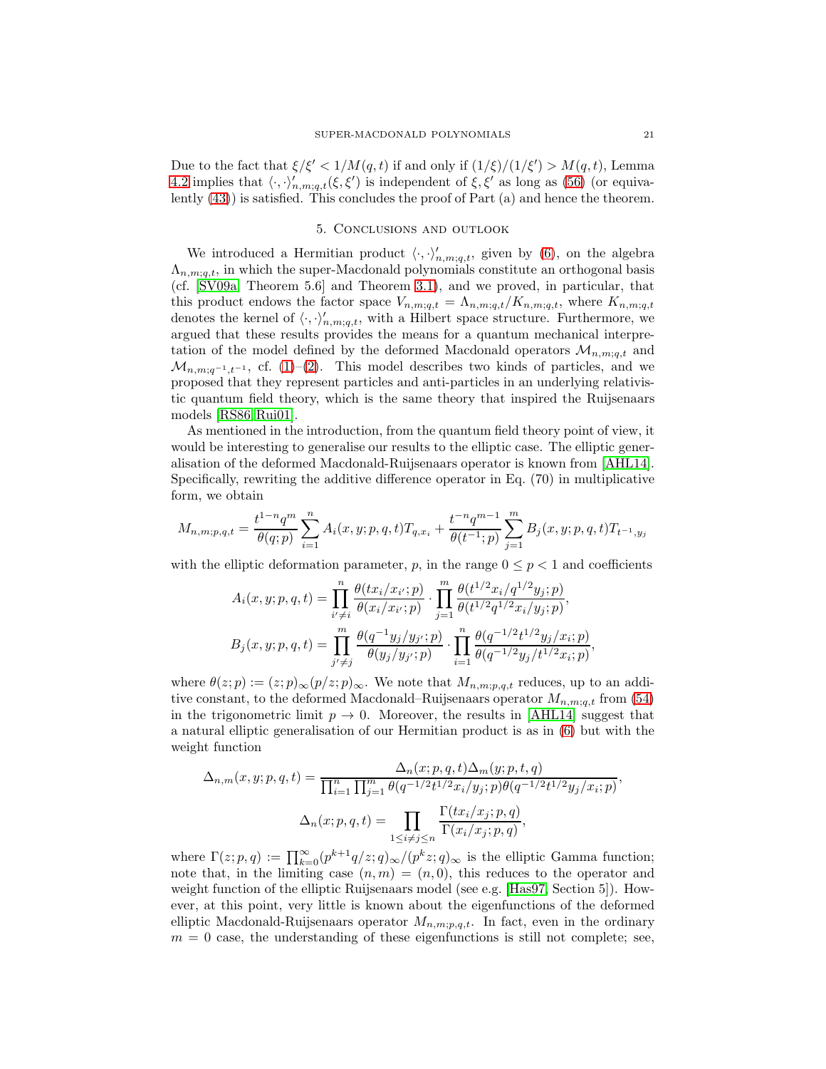Due to the fact that $\xi/\xi' < 1/M(q,t)$ if and only if $(1/\xi)/(1/\xi') > M(q,t)$, Lemma 4.2 implies that $\langle\cdot,\cdot\rangle'_{n,m;q,t}(\xi,\xi')$ is independent of $\xi,\xi'$ as long as (56) (or equivalently (43)) is satisfied. This concludes the proof of Part (a) and hence the theorem.

## 5. Conclusions and outlook

We introduced a Hermitian product $\langle\cdot,\cdot\rangle'_{n,m;q,t}$, given by (6), on the algebra $\Lambda_{n,m;q,t}$, in which the super-Macdonald polynomials constitute an orthogonal basis (cf. [SV09a, Theorem 5.6] and Theorem 3.1), and we proved, in particular, that this product endows the factor space $V_{n,m;q,t} = \Lambda_{n,m;q,t}/K_{n,m;q,t}$, where $K_{n,m;q,t}$ denotes the kernel of $\langle\cdot,\cdot\rangle'_{n,m;q,t}$, with a Hilbert space structure. Furthermore, we argued that these results provides the means for a quantum mechanical interpretation of the model defined by the deformed Macdonald operators $\mathcal{M}_{n,m;q,t}$ and $\mathcal{M}_{n,m;q^{-1},t^{-1}}$, cf. (1)–(2). This model describes two kinds of particles, and we proposed that they represent particles and anti-particles in an underlying relativistic quantum field theory, which is the same theory that inspired the Ruijsenaars models [RS86, Rui01].

As mentioned in the introduction, from the quantum field theory point of view, it would be interesting to generalise our results to the elliptic case. The elliptic generalisation of the deformed Macdonald-Ruijsenaars operator is known from [AHL14]. Specifically, rewriting the additive difference operator in Eq. (70) in multiplicative form, we obtain

$$M_{n,m;p,q,t} = \frac{t^{1-n}q^m}{\theta(q;p)}\sum_{i=1}^n A_i(x,y;p,q,t)T_{q,x_i} + \frac{t^{-n}q^{m-1}}{\theta(t^{-1};p)}\sum_{j=1}^m B_j(x,y;p,q,t)T_{t^{-1},y_j}$$

with the elliptic deformation parameter, $p$, in the range $0 \le p < 1$ and coefficients

$$A_i(x,y;p,q,t) = \prod_{i'\neq i}^n \frac{\theta(tx_i/x_{i'};p)}{\theta(x_i/x_{i'};p)}\cdot\prod_{j=1}^m \frac{\theta(t^{1/2}x_i/q^{1/2}y_j;p)}{\theta(t^{1/2}q^{1/2}x_i/y_j;p)},$$

$$B_j(x,y;p,q,t) = \prod_{j'\neq j}^m \frac{\theta(q^{-1}y_j/y_{j'};p)}{\theta(y_j/y_{j'};p)}\cdot\prod_{i=1}^n \frac{\theta(q^{-1/2}t^{1/2}y_j/x_i;p)}{\theta(q^{-1/2}y_j/t^{1/2}x_i;p)},$$

where $\theta(z;p) := (z;p)_\infty(p/z;p)_\infty$. We note that $M_{n,m;p,q,t}$ reduces, up to an additive constant, to the deformed Macdonald–Ruijsenaars operator $M_{n,m;q,t}$ from (54) in the trigonometric limit $p\to 0$. Moreover, the results in [AHL14] suggest that a natural elliptic generalisation of our Hermitian product is as in (6) but with the weight function

$$\Delta_{n,m}(x,y;p,q,t) = \frac{\Delta_n(x;p,q,t)\Delta_m(y;p,t,q)}{\prod_{i=1}^n\prod_{j=1}^m \theta(q^{-1/2}t^{1/2}x_i/y_j;p)\theta(q^{-1/2}t^{1/2}y_j/x_i;p)},$$

$$\Delta_n(x;p,q,t) = \prod_{1\le i\neq j\le n}\frac{\Gamma(tx_i/x_j;p,q)}{\Gamma(x_i/x_j;p,q)},$$

where $\Gamma(z;p,q) := \prod_{k=0}^\infty (p^{k+1}q/z;q)_\infty/(p^kz;q)_\infty$ is the elliptic Gamma function; note that, in the limiting case $(n,m) = (n,0)$, this reduces to the operator and weight function of the elliptic Ruijsenaars model (see e.g. [Has97, Section 5]). However, at this point, very little is known about the eigenfunctions of the deformed elliptic Macdonald-Ruijsenaars operator $M_{n,m;p,q,t}$. In fact, even in the ordinary $m = 0$ case, the understanding of these eigenfunctions is still not complete; see,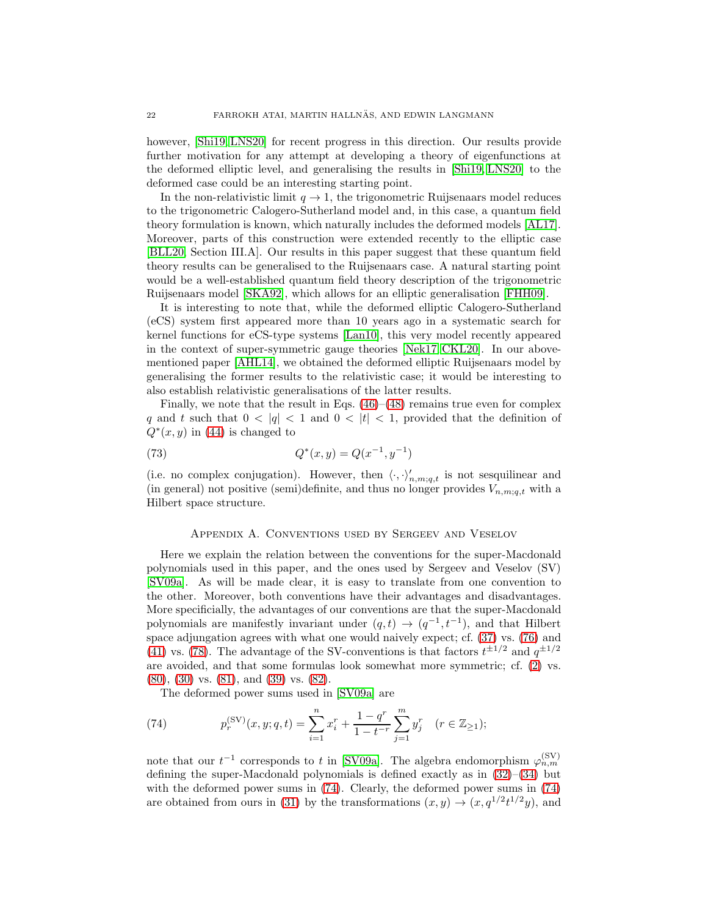however, [Shi19, LNS20] for recent progress in this direction. Our results provide further motivation for any attempt at developing a theory of eigenfunctions at the deformed elliptic level, and generalising the results in [Shi19, LNS20] to the deformed case could be an interesting starting point.

In the non-relativistic limit $q \to 1$, the trigonometric Ruijsenaars model reduces to the trigonometric Calogero-Sutherland model and, in this case, a quantum field theory formulation is known, which naturally includes the deformed models [AL17]. Moreover, parts of this construction were extended recently to the elliptic case [BLL20, Section III.A]. Our results in this paper suggest that these quantum field theory results can be generalised to the Ruijsenaars case. A natural starting point would be a well-established quantum field theory description of the trigonometric Ruijsenaars model [SKA92], which allows for an elliptic generalisation [FHH09].

It is interesting to note that, while the deformed elliptic Calogero-Sutherland (eCS) system first appeared more than 10 years ago in a systematic search for kernel functions for eCS-type systems [Lan10], this very model recently appeared in the context of super-symmetric gauge theories [Nek17, CKL20]. In our above-mentioned paper [AHL14], we obtained the deformed elliptic Ruijsenaars model by generalising the former results to the relativistic case; it would be interesting to also establish relativistic generalisations of the latter results.

Finally, we note that the result in Eqs. (46)–(48) remains true even for complex $q$ and $t$ such that $0 < |q| < 1$ and $0 < |t| < 1$, provided that the definition of $Q^*(x, y)$ in (44) is changed to

$$Q^*(x, y) = Q(x^{-1}, y^{-1}) \tag{73}$$

(i.e. no complex conjugation). However, then $\langle \cdot, \cdot \rangle'_{n,m;q,t}$ is not sesquilinear and (in general) not positive (semi)definite, and thus no longer provides $V_{n,m;q,t}$ with a Hilbert space structure.

## Appendix A. Conventions used by Sergeev and Veselov

Here we explain the relation between the conventions for the super-Macdonald polynomials used in this paper, and the ones used by Sergeev and Veselov (SV) [SV09a]. As will be made clear, it is easy to translate from one convention to the other. Moreover, both conventions have their advantages and disadvantages. More specificially, the advantages of our conventions are that the super-Macdonald polynomials are manifestly invariant under $(q, t) \to (q^{-1}, t^{-1})$, and that Hilbert space adjungation agrees with what one would naively expect; cf. (37) vs. (76) and (41) vs. (78). The advantage of the SV-conventions is that factors $t^{\pm 1/2}$ and $q^{\pm 1/2}$ are avoided, and that some formulas look somewhat more symmetric; cf. (2) vs. (80), (30) vs. (81), and (39) vs. (82).

The deformed power sums used in [SV09a] are

$$p_r^{(\mathrm{SV})}(x, y; q, t) = \sum_{i=1}^{n} x_i^r + \frac{1 - q^r}{1 - t^{-r}} \sum_{j=1}^{m} y_j^r \quad (r \in \mathbb{Z}_{\geq 1}); \tag{74}$$

note that our $t^{-1}$ corresponds to $t$ in [SV09a]. The algebra endomorphism $\varphi_{n,m}^{(\mathrm{SV})}$ defining the super-Macdonald polynomials is defined exactly as in (32)–(34) but with the deformed power sums in (74). Clearly, the deformed power sums in (74) are obtained from ours in (31) by the transformations $(x, y) \to (x, q^{1/2} t^{1/2} y)$, and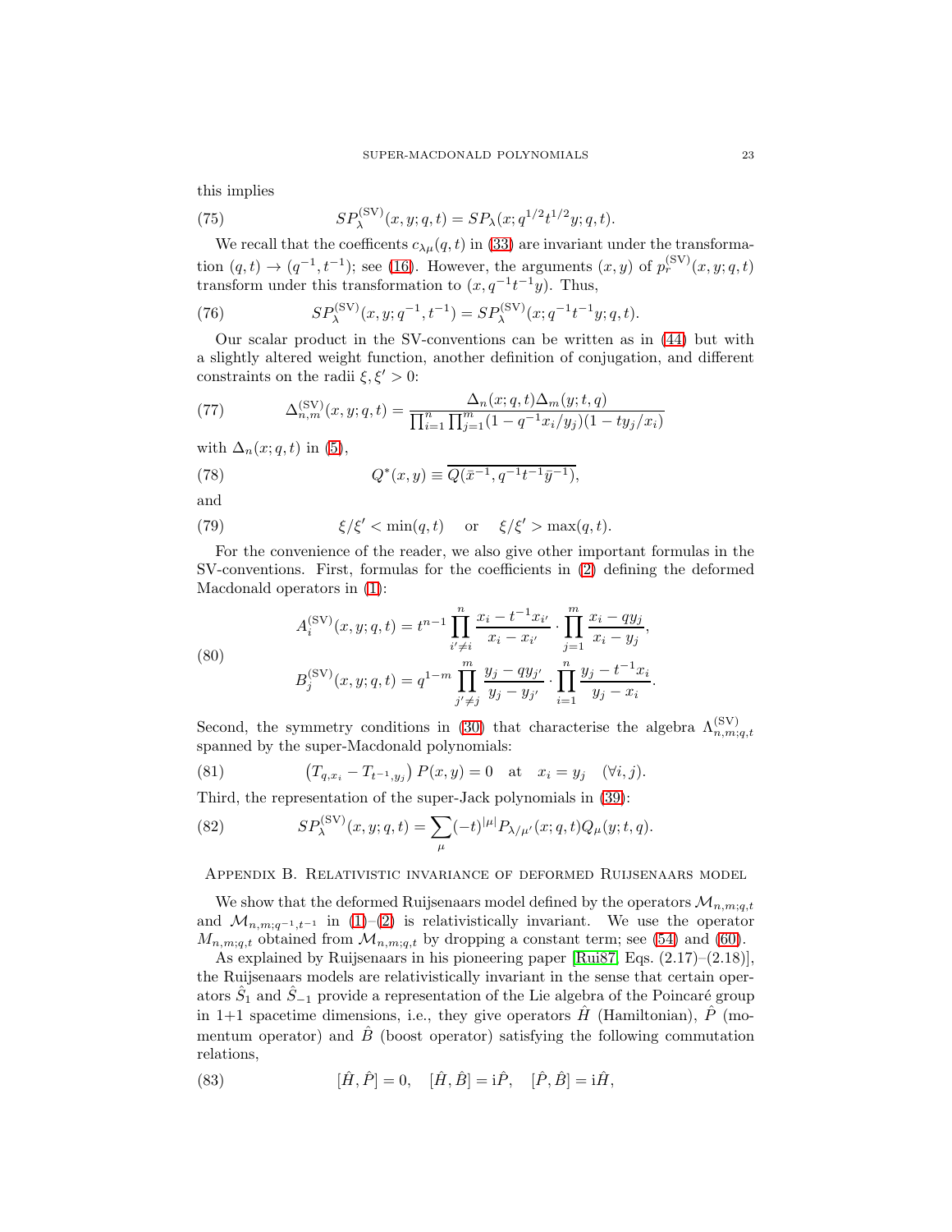this implies

$$SP_\lambda^{(\mathrm{SV})}(x,y;q,t) = SP_\lambda(x;q^{1/2}t^{1/2}y;q,t). \tag{75}$$

We recall that the coefficents $c_{\lambda\mu}(q,t)$ in (33) are invariant under the transformation $(q,t) \to (q^{-1},t^{-1})$; see (16). However, the arguments $(x,y)$ of $p_r^{(\mathrm{SV})}(x,y;q,t)$ transform under this transformation to $(x,q^{-1}t^{-1}y)$. Thus,

$$SP_\lambda^{(\mathrm{SV})}(x,y;q^{-1},t^{-1}) = SP_\lambda^{(\mathrm{SV})}(x;q^{-1}t^{-1}y;q,t). \tag{76}$$

Our scalar product in the SV-conventions can be written as in (44) but with a slightly altered weight function, another definition of conjugation, and different constraints on the radii $\xi,\xi' > 0$:

$$\Delta_{n,m}^{(\mathrm{SV})}(x,y;q,t) = \frac{\Delta_n(x;q,t)\Delta_m(y;t,q)}{\prod_{i=1}^n\prod_{j=1}^m (1-q^{-1}x_i/y_j)(1-ty_j/x_i)} \tag{77}$$

with $\Delta_n(x;q,t)$ in (5),

$$Q^*(x,y) \equiv \overline{Q(\bar{x}^{-1},q^{-1}t^{-1}\bar{y}^{-1})}, \tag{78}$$

and

$$\xi/\xi' < \min(q,t) \quad \text{or} \quad \xi/\xi' > \max(q,t). \tag{79}$$

For the convenience of the reader, we also give other important formulas in the SV-conventions. First, formulas for the coefficients in (2) defining the deformed Macdonald operators in (1):

$$\begin{aligned} A_i^{(\mathrm{SV})}(x,y;q,t) &= t^{n-1}\prod_{i'\neq i}^n \frac{x_i - t^{-1}x_{i'}}{x_i - x_{i'}} \cdot \prod_{j=1}^m \frac{x_i - qy_j}{x_i - y_j}, \\ B_j^{(\mathrm{SV})}(x,y;q,t) &= q^{1-m}\prod_{j'\neq j}^m \frac{y_j - qy_{j'}}{y_j - y_{j'}} \cdot \prod_{i=1}^n \frac{y_j - t^{-1}x_i}{y_j - x_i}. \end{aligned} \tag{80}$$

Second, the symmetry conditions in (30) that characterise the algebra $\Lambda_{n,m;q,t}^{(\mathrm{SV})}$ spanned by the super-Macdonald polynomials:

$$\left(T_{q,x_i} - T_{t^{-1},y_j}\right)P(x,y) = 0 \quad \text{at} \quad x_i = y_j \quad (\forall i,j). \tag{81}$$

Third, the representation of the super-Jack polynomials in (39):

$$SP_\lambda^{(\mathrm{SV})}(x,y;q,t) = \sum_\mu (-t)^{|\mu|}P_{\lambda/\mu'}(x;q,t)Q_\mu(y;t,q). \tag{82}$$

## Appendix B. Relativistic invariance of deformed Ruijsenaars model

We show that the deformed Ruijsenaars model defined by the operators $\mathcal{M}_{n,m;q,t}$ and $\mathcal{M}_{n,m;q^{-1},t^{-1}}$ in (1)–(2) is relativistically invariant. We use the operator $M_{n,m;q,t}$ obtained from $\mathcal{M}_{n,m;q,t}$ by dropping a constant term; see (54) and (60).

As explained by Ruijsenaars in his pioneering paper [Rui87, Eqs. (2.17)–(2.18)], the Ruijsenaars models are relativistically invariant in the sense that certain operators $\hat{S}_1$ and $\hat{S}_{-1}$ provide a representation of the Lie algebra of the Poincaré group in 1+1 spacetime dimensions, i.e., they give operators $\hat{H}$ (Hamiltonian), $\hat{P}$ (momentum operator) and $\hat{B}$ (boost operator) satisfying the following commutation relations,

$$[\hat{H},\hat{P}] = 0, \quad [\hat{H},\hat{B}] = \mathrm{i}\hat{P}, \quad [\hat{P},\hat{B}] = \mathrm{i}\hat{H}, \tag{83}$$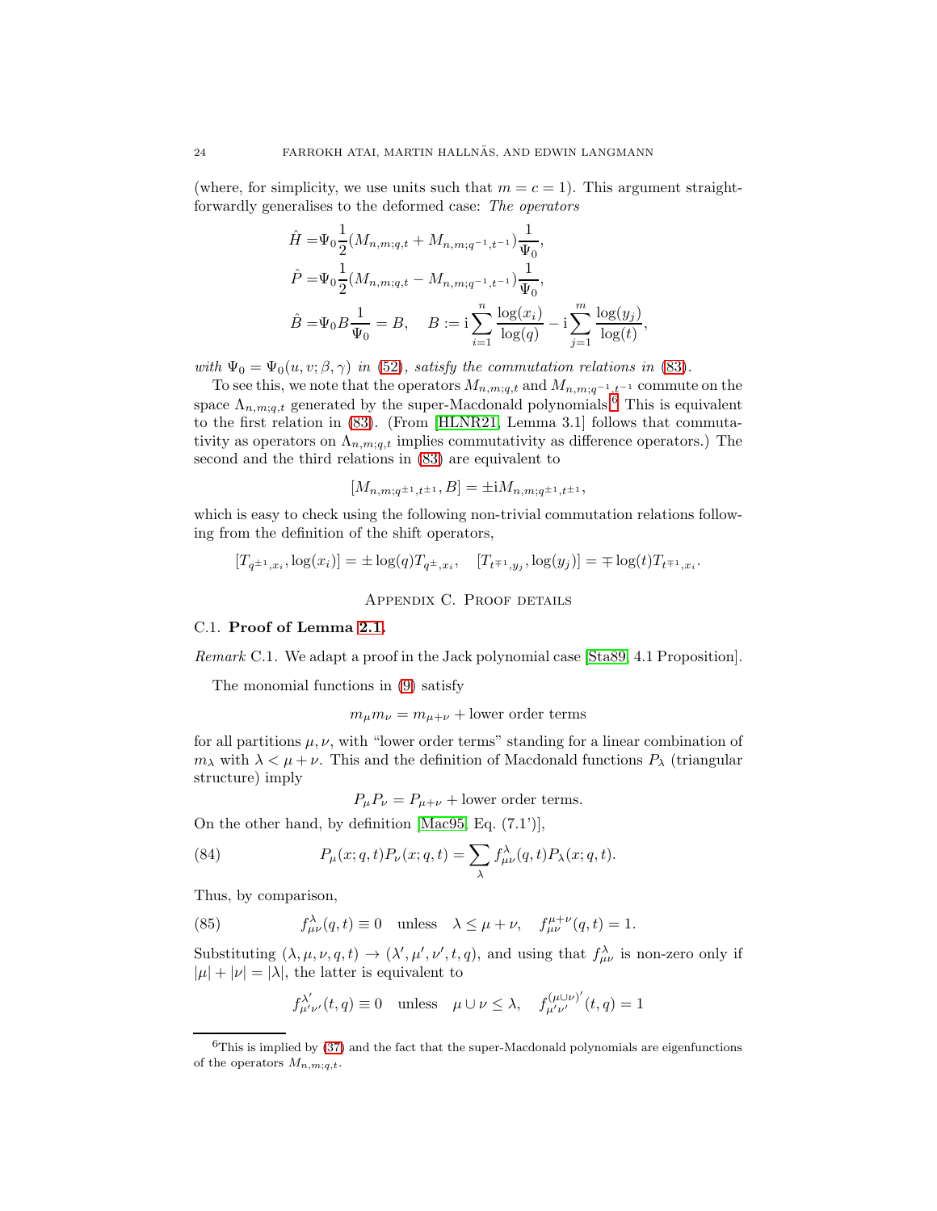(where, for simplicity, we use units such that $m = c = 1$). This argument straightforwardly generalises to the deformed case: *The operators*

$$
\begin{aligned}
\hat{H} =& \Psi_0 \frac{1}{2}(M_{n,m;q,t} + M_{n,m;q^{-1},t^{-1}})\frac{1}{\Psi_0},\\
\hat{P} =& \Psi_0 \frac{1}{2}(M_{n,m;q,t} - M_{n,m;q^{-1},t^{-1}})\frac{1}{\Psi_0},\\
\hat{B} =& \Psi_0 B \frac{1}{\Psi_0} = B, \quad B := \mathrm{i}\sum_{i=1}^{n} \frac{\log(x_i)}{\log(q)} - \mathrm{i}\sum_{j=1}^{m} \frac{\log(y_j)}{\log(t)},
\end{aligned}
$$

*with* $\Psi_0 = \Psi_0(u, v; \beta, \gamma)$ *in* (52)*, satisfy the commutation relations in* (83)*.*

To see this, we note that the operators $M_{n,m;q,t}$ and $M_{n,m;q^{-1},t^{-1}}$ commute on the space $\Lambda_{n,m;q,t}$ generated by the super-Macdonald polynomials.[6] This is equivalent to the first relation in (83). (From [HLNR21, Lemma 3.1] follows that commutativity as operators on $\Lambda_{n,m;q,t}$ implies commutativity as difference operators.) The second and the third relations in (83) are equivalent to

$$
[M_{n,m;q^{\pm 1},t^{\pm 1}}, B] = \pm \mathrm{i} M_{n,m;q^{\pm 1},t^{\pm 1}},
$$

which is easy to check using the following non-trivial commutation relations following from the definition of the shift operators,

$$
[T_{q^{\pm 1},x_i}, \log(x_i)] = \pm \log(q) T_{q^{\pm},x_i}, \quad [T_{t^{\mp 1},y_j}, \log(y_j)] = \mp \log(t) T_{t^{\mp 1},x_i}.
$$

## Appendix C. Proof details

### C.1. Proof of Lemma 2.1.

*Remark* C.1. We adapt a proof in the Jack polynomial case [Sta89, 4.1 Proposition].

The monomial functions in (9) satisfy

$$
m_\mu m_\nu = m_{\mu+\nu} + \text{lower order terms}
$$

for all partitions $\mu, \nu$, with "lower order terms" standing for a linear combination of $m_\lambda$ with $\lambda < \mu + \nu$. This and the definition of Macdonald functions $P_\lambda$ (triangular structure) imply

$$
P_\mu P_\nu = P_{\mu+\nu} + \text{lower order terms.}
$$

On the other hand, by definition [Mac95, Eq. (7.1')],

$$
P_\mu(x; q, t) P_\nu(x; q, t) = \sum_\lambda f^\lambda_{\mu\nu}(q, t) P_\lambda(x; q, t). \tag{84}
$$

Thus, by comparison,

$$
f^\lambda_{\mu\nu}(q, t) \equiv 0 \quad \text{unless} \quad \lambda \leq \mu + \nu, \quad f^{\mu+\nu}_{\mu\nu}(q, t) = 1. \tag{85}
$$

Substituting $(\lambda, \mu, \nu, q, t) \to (\lambda', \mu', \nu', t, q)$, and using that $f^\lambda_{\mu\nu}$ is non-zero only if $|\mu| + |\nu| = |\lambda|$, the latter is equivalent to

$$
f^{\lambda'}_{\mu'\nu'}(t, q) \equiv 0 \quad \text{unless} \quad \mu \cup \nu \leq \lambda, \quad f^{(\mu\cup\nu)'}_{\mu'\nu'}(t, q) = 1
$$

[6] This is implied by (37) and the fact that the super-Macdonald polynomials are eigenfunctions of the operators $M_{n,m;q,t}$.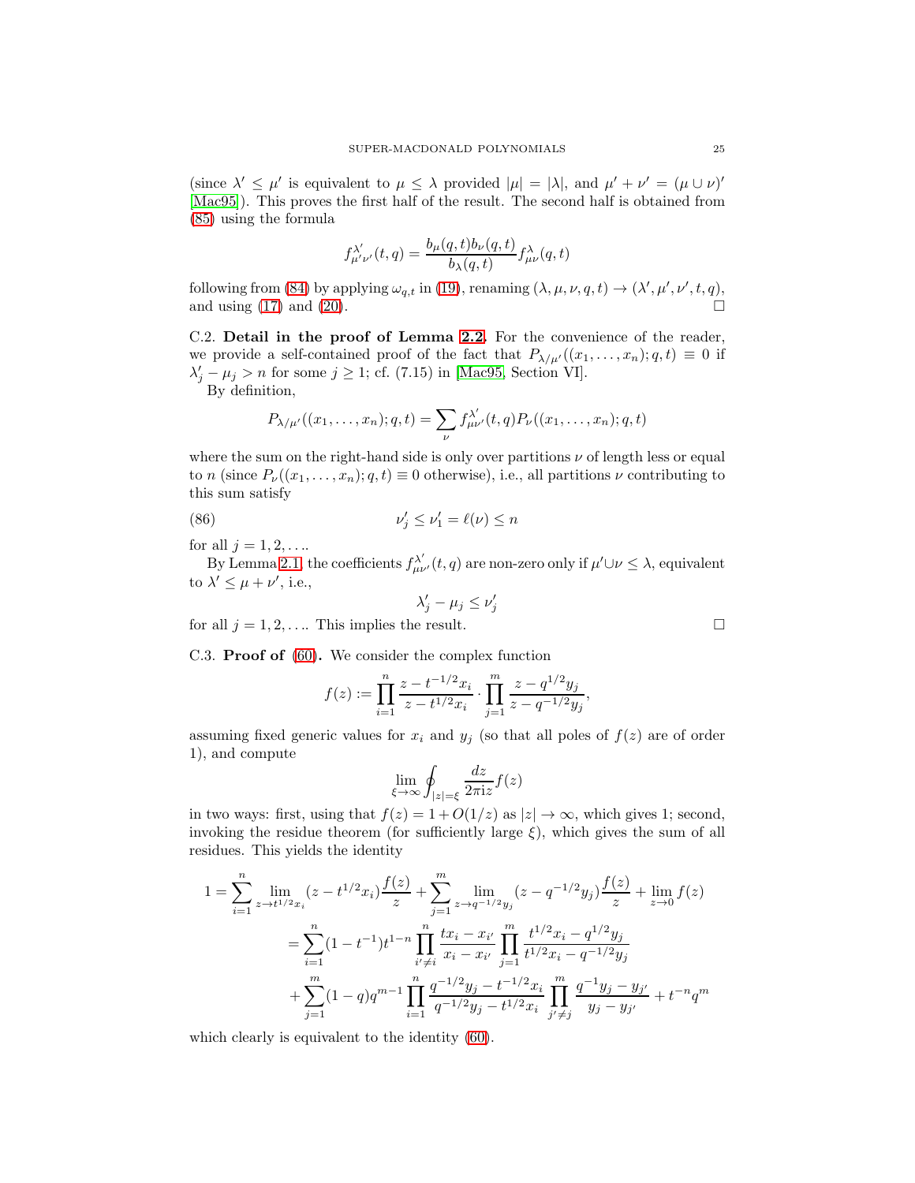(since $\lambda' \leq \mu'$ is equivalent to $\mu \leq \lambda$ provided $|\mu| = |\lambda|$, and $\mu' + \nu' = (\mu \cup \nu)'$ [Mac95]). This proves the first half of the result. The second half is obtained from (85) using the formula

$$f^{\lambda'}_{\mu'\nu'}(t,q) = \frac{b_\mu(q,t) b_\nu(q,t)}{b_\lambda(q,t)} f^{\lambda}_{\mu\nu}(q,t)$$

following from (84) by applying $\omega_{q,t}$ in (19), renaming $(\lambda, \mu, \nu, q, t) \to (\lambda', \mu', \nu', t, q)$, and using (17) and (20). $\square$

C.2. **Detail in the proof of Lemma 2.2.** For the convenience of the reader, we provide a self-contained proof of the fact that $P_{\lambda/\mu'}((x_1,\ldots,x_n);q,t) \equiv 0$ if $\lambda'_j - \mu_j > n$ for some $j \geq 1$; cf. (7.15) in [Mac95, Section VI].

By definition,

$$P_{\lambda/\mu'}((x_1,\ldots,x_n);q,t) = \sum_\nu f^{\lambda'}_{\mu\nu'}(t,q) P_\nu((x_1,\ldots,x_n);q,t)$$

where the sum on the right-hand side is only over partitions $\nu$ of length less or equal to $n$ (since $P_\nu((x_1,\ldots,x_n);q,t) \equiv 0$ otherwise), i.e., all partitions $\nu$ contributing to this sum satisfy

$$\nu'_j \leq \nu'_1 = \ell(\nu) \leq n \tag{86}$$

for all $j = 1, 2, \ldots$.

By Lemma 2.1, the coefficients $f^{\lambda'}_{\mu\nu'}(t,q)$ are non-zero only if $\mu' \cup \nu \leq \lambda$, equivalent to $\lambda' \leq \mu + \nu'$, i.e.,

$$\lambda'_j - \mu_j \leq \nu'_j$$

for all $j = 1, 2, \ldots$. This implies the result. $\square$

C.3. **Proof of (60).** We consider the complex function

$$f(z) := \prod_{i=1}^n \frac{z - t^{-1/2}x_i}{z - t^{1/2}x_i} \cdot \prod_{j=1}^m \frac{z - q^{1/2}y_j}{z - q^{-1/2}y_j},$$

assuming fixed generic values for $x_i$ and $y_j$ (so that all poles of $f(z)$ are of order 1), and compute

$$\lim_{\xi\to\infty} \oint_{|z|=\xi} \frac{dz}{2\pi \mathrm{i} z} f(z)$$

in two ways: first, using that $f(z) = 1 + O(1/z)$ as $|z| \to \infty$, which gives 1; second, invoking the residue theorem (for sufficiently large $\xi$), which gives the sum of all residues. This yields the identity

$$\begin{aligned}
1 &= \sum_{i=1}^n \lim_{z\to t^{1/2}x_i} (z - t^{1/2}x_i)\frac{f(z)}{z} + \sum_{j=1}^m \lim_{z\to q^{-1/2}y_j} (z - q^{-1/2}y_j)\frac{f(z)}{z} + \lim_{z\to 0} f(z) \\
&= \sum_{i=1}^n (1-t^{-1})t^{1-n} \prod_{i'\neq i}^n \frac{tx_i - x_{i'}}{x_i - x_{i'}} \prod_{j=1}^m \frac{t^{1/2}x_i - q^{1/2}y_j}{t^{1/2}x_i - q^{-1/2}y_j} \\
&\quad + \sum_{j=1}^m (1-q)q^{m-1} \prod_{i=1}^n \frac{q^{-1/2}y_j - t^{-1/2}x_i}{q^{-1/2}y_j - t^{1/2}x_i} \prod_{j'\neq j}^m \frac{q^{-1}y_j - y_{j'}}{y_j - y_{j'}} + t^{-n}q^m
\end{aligned}$$

which clearly is equivalent to the identity (60).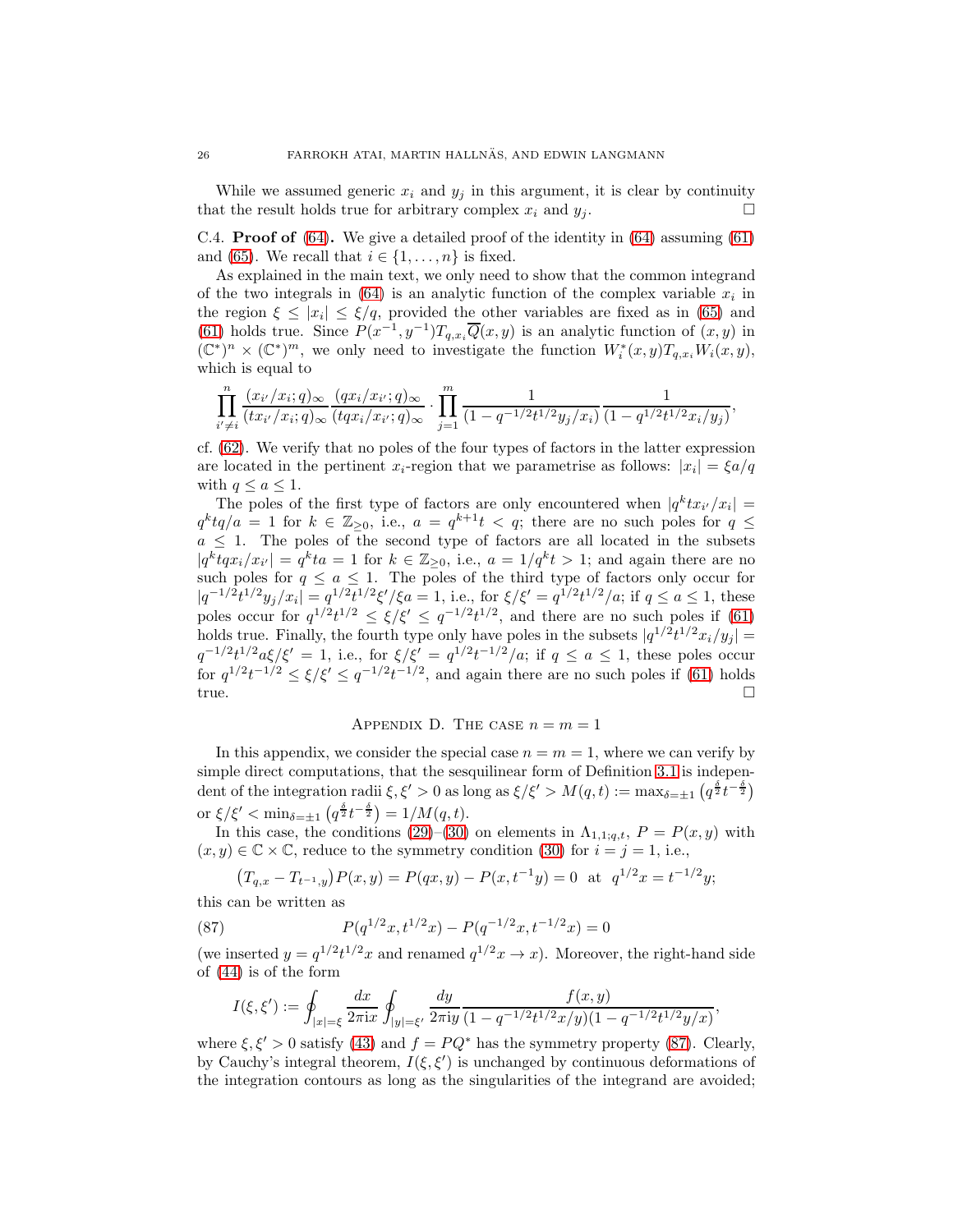While we assumed generic $x_i$ and $y_j$ in this argument, it is clear by continuity that the result holds true for arbitrary complex $x_i$ and $y_j$. □

C.4. **Proof of (64).** We give a detailed proof of the identity in (64) assuming (61) and (65). We recall that $i \in \{1, \ldots, n\}$ is fixed.

As explained in the main text, we only need to show that the common integrand of the two integrals in (64) is an analytic function of the complex variable $x_i$ in the region $\xi \leq |x_i| \leq \xi/q$, provided the other variables are fixed as in (65) and (61) holds true. Since $P(x^{-1}, y^{-1})T_{q,x_i}\overline{Q}(x, y)$ is an analytic function of $(x, y)$ in $(\mathbb{C}^*)^n \times (\mathbb{C}^*)^m$, we only need to investigate the function $W_i^*(x, y)T_{q,x_i}W_i(x, y)$, which is equal to

$$
\prod_{i' \neq i}^{n} \frac{(x_{i'}/x_i; q)_\infty}{(tx_{i'}/x_i; q)_\infty} \frac{(qx_i/x_{i'}; q)_\infty}{(tqx_i/x_{i'}; q)_\infty} \cdot \prod_{j=1}^{m} \frac{1}{(1 - q^{-1/2}t^{1/2}y_j/x_i)} \frac{1}{(1 - q^{1/2}t^{1/2}x_i/y_j)},
$$

cf. (62). We verify that no poles of the four types of factors in the latter expression are located in the pertinent $x_i$-region that we parametrise as follows: $|x_i| = \xi a/q$ with $q \leq a \leq 1$.

The poles of the first type of factors are only encountered when $|q^k tx_{i'}/x_i| = q^k tq/a = 1$ for $k \in \mathbb{Z}_{\geq 0}$, i.e., $a = q^{k+1}t < q$; there are no such poles for $q \leq a \leq 1$. The poles of the second type of factors are all located in the subsets $|q^k tqx_i/x_{i'}| = q^k ta = 1$ for $k \in \mathbb{Z}_{\geq 0}$, i.e., $a = 1/q^k t > 1$; and again there are no such poles for $q \leq a \leq 1$. The poles of the third type of factors only occur for $|q^{-1/2}t^{1/2}y_j/x_i| = q^{1/2}t^{1/2}\xi'/\xi a = 1$, i.e., for $\xi/\xi' = q^{1/2}t^{1/2}/a$; if $q \leq a \leq 1$, these poles occur for $q^{1/2}t^{1/2} \leq \xi/\xi' \leq q^{-1/2}t^{1/2}$, and there are no such poles if (61) holds true. Finally, the fourth type only have poles in the subsets $|q^{1/2}t^{1/2}x_i/y_j| = q^{-1/2}t^{1/2}a\xi/\xi' = 1$, i.e., for $\xi/\xi' = q^{1/2}t^{-1/2}/a$; if $q \leq a \leq 1$, these poles occur for $q^{1/2}t^{-1/2} \leq \xi/\xi' \leq q^{-1/2}t^{-1/2}$, and again there are no such poles if (61) holds true. □

## Appendix D. The case $n = m = 1$

In this appendix, we consider the special case $n = m = 1$, where we can verify by simple direct computations, that the sesquilinear form of Definition 3.1 is independent of the integration radii $\xi, \xi' > 0$ as long as $\xi/\xi' > M(q, t) := \max_{\delta=\pm 1}\left(q^{\frac{\delta}{2}}t^{-\frac{\delta}{2}}\right)$ or $\xi/\xi' < \min_{\delta=\pm 1}\left(q^{\frac{\delta}{2}}t^{-\frac{\delta}{2}}\right) = 1/M(q, t)$.

In this case, the conditions (29)–(30) on elements in $\Lambda_{1,1;q,t}$, $P = P(x, y)$ with $(x, y) \in \mathbb{C} \times \mathbb{C}$, reduce to the symmetry condition (30) for $i = j = 1$, i.e.,

$$
\left(T_{q,x} - T_{t^{-1},y}\right)P(x, y) = P(qx, y) - P(x, t^{-1}y) = 0 \;\text{ at }\; q^{1/2}x = t^{-1/2}y;
$$

this can be written as

$$
P(q^{1/2}x, t^{1/2}x) - P(q^{-1/2}x, t^{-1/2}x) = 0 \tag{87}
$$

(we inserted $y = q^{1/2}t^{1/2}x$ and renamed $q^{1/2}x \to x$). Moreover, the right-hand side of (44) is of the form

$$
I(\xi, \xi') := \oint_{|x|=\xi} \frac{dx}{2\pi \mathrm{i}x} \oint_{|y|=\xi'} \frac{dy}{2\pi \mathrm{i}y} \frac{f(x, y)}{(1 - q^{-1/2}t^{1/2}x/y)(1 - q^{-1/2}t^{1/2}y/x)},
$$

where $\xi, \xi' > 0$ satisfy (43) and $f = PQ^*$ has the symmetry property (87). Clearly, by Cauchy's integral theorem, $I(\xi, \xi')$ is unchanged by continuous deformations of the integration contours as long as the singularities of the integrand are avoided;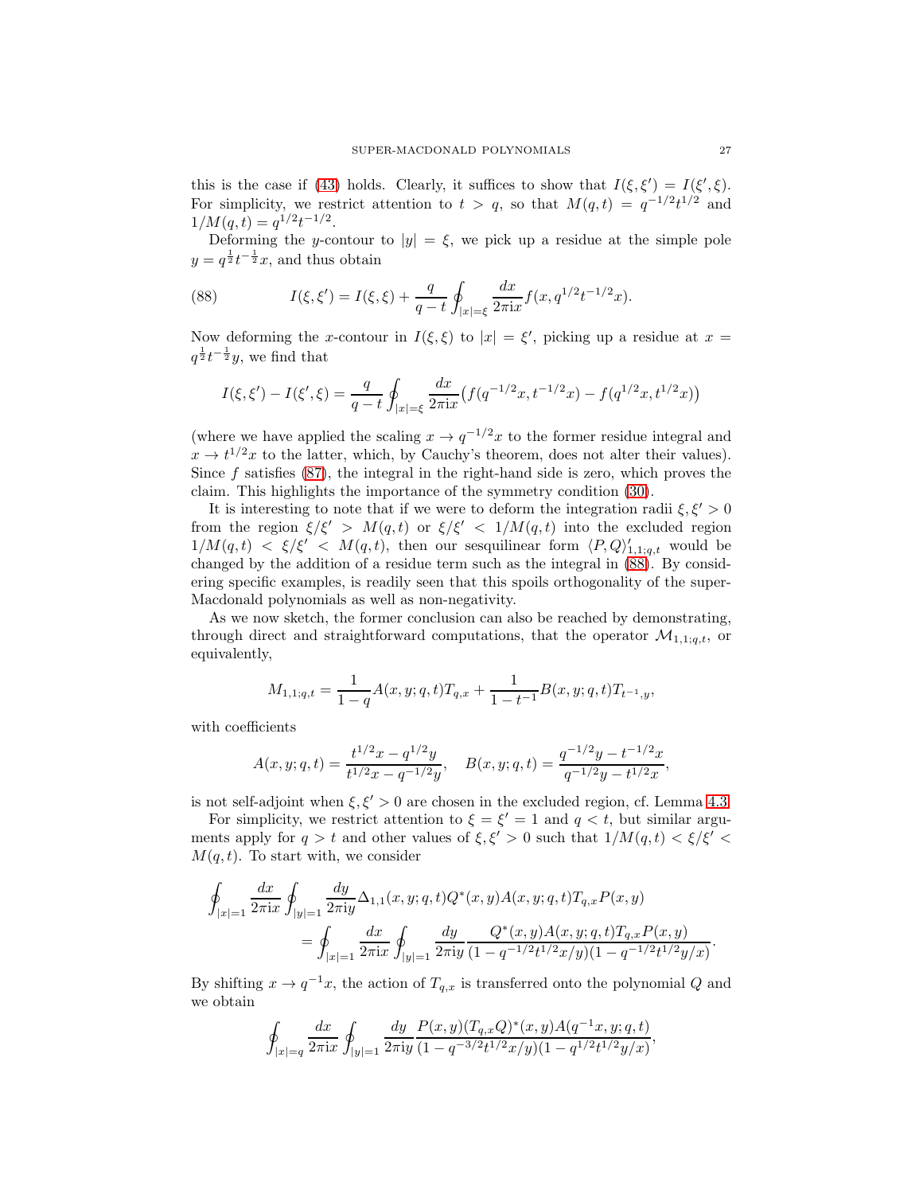this is the case if (43) holds. Clearly, it suffices to show that $I(\xi,\xi') = I(\xi',\xi)$. For simplicity, we restrict attention to $t > q$, so that $M(q,t) = q^{-1/2}t^{1/2}$ and $1/M(q,t) = q^{1/2}t^{-1/2}$.

Deforming the $y$-contour to $|y| = \xi$, we pick up a residue at the simple pole $y = q^{\frac{1}{2}}t^{-\frac{1}{2}}x$, and thus obtain

$$I(\xi,\xi') = I(\xi,\xi) + \frac{q}{q-t}\oint_{|x|=\xi}\frac{dx}{2\pi \mathrm{i} x} f(x, q^{1/2}t^{-1/2}x). \tag{88}$$

Now deforming the $x$-contour in $I(\xi,\xi)$ to $|x| = \xi'$, picking up a residue at $x = q^{\frac{1}{2}}t^{-\frac{1}{2}}y$, we find that

$$I(\xi,\xi') - I(\xi',\xi) = \frac{q}{q-t}\oint_{|x|=\xi}\frac{dx}{2\pi \mathrm{i} x}\big(f(q^{-1/2}x, t^{-1/2}x) - f(q^{1/2}x, t^{1/2}x)\big)$$

(where we have applied the scaling $x \to q^{-1/2}x$ to the former residue integral and $x \to t^{1/2}x$ to the latter, which, by Cauchy's theorem, does not alter their values). Since $f$ satisfies (87), the integral in the right-hand side is zero, which proves the claim. This highlights the importance of the symmetry condition (30).

It is interesting to note that if we were to deform the integration radii $\xi,\xi' > 0$ from the region $\xi/\xi' > M(q,t)$ or $\xi/\xi' < 1/M(q,t)$ into the excluded region $1/M(q,t) < \xi/\xi' < M(q,t)$, then our sesquilinear form $\langle P, Q\rangle'_{1,1;q,t}$ would be changed by the addition of a residue term such as the integral in (88). By considering specific examples, is readily seen that this spoils orthogonality of the super-Macdonald polynomials as well as non-negativity.

As we now sketch, the former conclusion can also be reached by demonstrating, through direct and straightforward computations, that the operator $\mathcal{M}_{1,1;q,t}$, or equivalently,

$$M_{1,1;q,t} = \frac{1}{1-q}A(x,y;q,t)T_{q,x} + \frac{1}{1-t^{-1}}B(x,y;q,t)T_{t^{-1},y},$$

with coefficients

$$A(x,y;q,t) = \frac{t^{1/2}x - q^{1/2}y}{t^{1/2}x - q^{-1/2}y}, \quad B(x,y;q,t) = \frac{q^{-1/2}y - t^{-1/2}x}{q^{-1/2}y - t^{1/2}x},$$

is not self-adjoint when $\xi,\xi' > 0$ are chosen in the excluded region, cf. Lemma 4.3.

For simplicity, we restrict attention to $\xi = \xi' = 1$ and $q < t$, but similar arguments apply for $q > t$ and other values of $\xi,\xi' > 0$ such that $1/M(q,t) < \xi/\xi' < M(q,t)$. To start with, we consider

$$\begin{aligned}
\oint_{|x|=1}\frac{dx}{2\pi \mathrm{i} x}\oint_{|y|=1}&\frac{dy}{2\pi \mathrm{i} y}\Delta_{1,1}(x,y;q,t)Q^*(x,y)A(x,y;q,t)T_{q,x}P(x,y) \\
&= \oint_{|x|=1}\frac{dx}{2\pi \mathrm{i} x}\oint_{|y|=1}\frac{dy}{2\pi \mathrm{i} y}\frac{Q^*(x,y)A(x,y;q,t)T_{q,x}P(x,y)}{(1-q^{-1/2}t^{1/2}x/y)(1-q^{-1/2}t^{1/2}y/x)}.
\end{aligned}$$

By shifting $x \to q^{-1}x$, the action of $T_{q,x}$ is transferred onto the polynomial $Q$ and we obtain

$$\oint_{|x|=q}\frac{dx}{2\pi \mathrm{i} x}\oint_{|y|=1}\frac{dy}{2\pi \mathrm{i} y}\frac{P(x,y)(T_{q,x}Q)^*(x,y)A(q^{-1}x,y;q,t)}{(1-q^{-3/2}t^{1/2}x/y)(1-q^{1/2}t^{1/2}y/x)},$$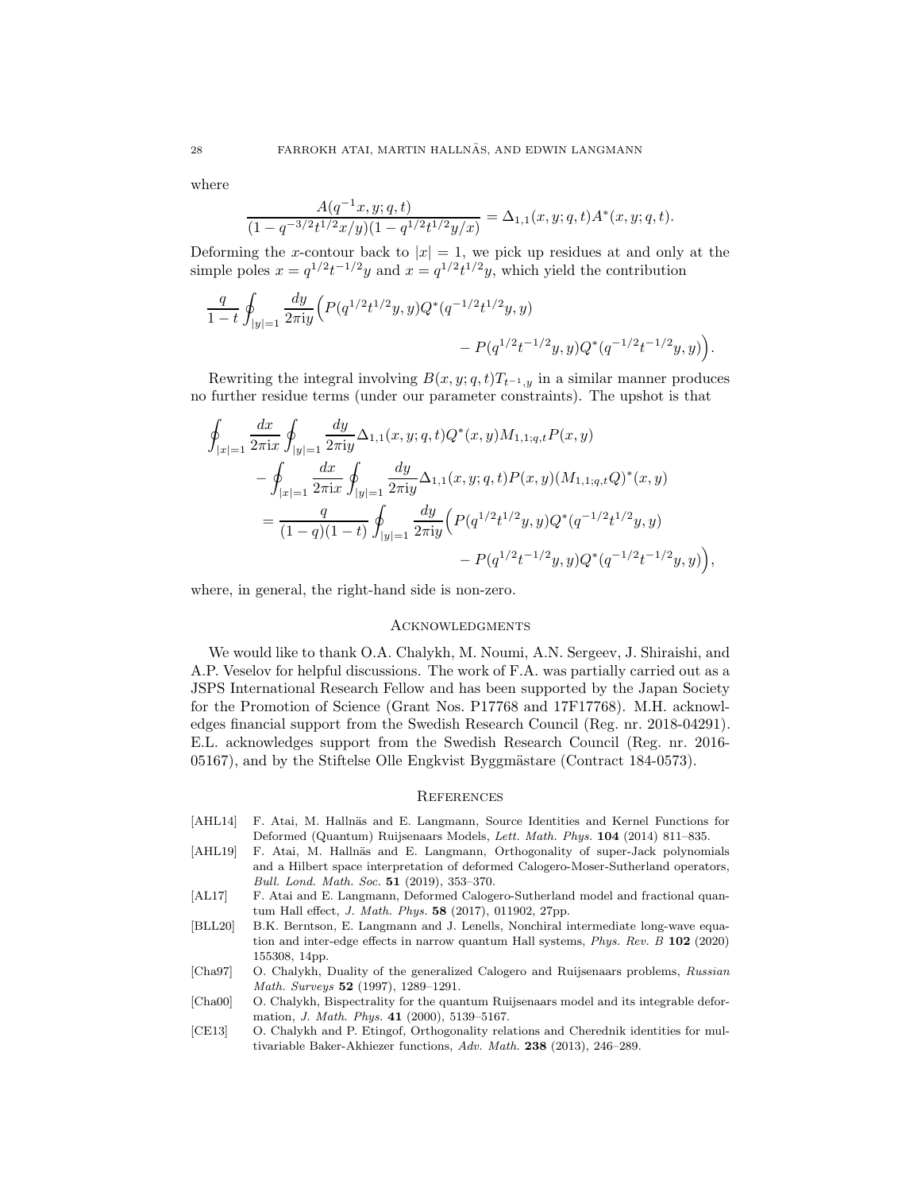where

$$\frac{A(q^{-1}x, y; q, t)}{(1 - q^{-3/2}t^{1/2}x/y)(1 - q^{1/2}t^{1/2}y/x)} = \Delta_{1,1}(x, y; q, t)A^*(x, y; q, t).$$

Deforming the $x$-contour back to $|x| = 1$, we pick up residues at and only at the simple poles $x = q^{1/2}t^{-1/2}y$ and $x = q^{1/2}t^{1/2}y$, which yield the contribution

$$\frac{q}{1-t}\oint_{|y|=1} \frac{dy}{2\pi \mathrm{i} y}\Big(P(q^{1/2}t^{1/2}y, y)Q^*(q^{-1/2}t^{1/2}y, y) \\ - P(q^{1/2}t^{-1/2}y, y)Q^*(q^{-1/2}t^{-1/2}y, y)\Big).$$

Rewriting the integral involving $B(x, y; q, t)T_{t^{-1},y}$ in a similar manner produces no further residue terms (under our parameter constraints). The upshot is that

$$\begin{aligned}
\oint_{|x|=1} \frac{dx}{2\pi \mathrm{i} x} &\oint_{|y|=1} \frac{dy}{2\pi \mathrm{i} y} \Delta_{1,1}(x, y; q, t)Q^*(x, y)M_{1,1;q,t}P(x, y) \\
&- \oint_{|x|=1} \frac{dx}{2\pi \mathrm{i} x}\oint_{|y|=1} \frac{dy}{2\pi \mathrm{i} y}\Delta_{1,1}(x, y; q, t)P(x, y)(M_{1,1;q,t}Q)^*(x, y) \\
&= \frac{q}{(1-q)(1-t)}\oint_{|y|=1} \frac{dy}{2\pi \mathrm{i} y}\Big(P(q^{1/2}t^{1/2}y, y)Q^*(q^{-1/2}t^{1/2}y, y) \\
&\qquad - P(q^{1/2}t^{-1/2}y, y)Q^*(q^{-1/2}t^{-1/2}y, y)\Big),
\end{aligned}$$

where, in general, the right-hand side is non-zero.

## Acknowledgments

We would like to thank O.A. Chalykh, M. Noumi, A.N. Sergeev, J. Shiraishi, and A.P. Veselov for helpful discussions. The work of F.A. was partially carried out as a JSPS International Research Fellow and has been supported by the Japan Society for the Promotion of Science (Grant Nos. P17768 and 17F17768). M.H. acknowledges financial support from the Swedish Research Council (Reg. nr. 2018-04291). E.L. acknowledges support from the Swedish Research Council (Reg. nr. 2016-05167), and by the Stiftelse Olle Engkvist Byggmästare (Contract 184-0573).

## References

- [AHL14] F. Atai, M. Hallnäs and E. Langmann, Source Identities and Kernel Functions for Deformed (Quantum) Ruijsenaars Models, *Lett. Math. Phys.* **104** (2014) 811–835.
- [AHL19] F. Atai, M. Hallnäs and E. Langmann, Orthogonality of super-Jack polynomials and a Hilbert space interpretation of deformed Calogero-Moser-Sutherland operators, *Bull. Lond. Math. Soc.* **51** (2019), 353–370.
- [AL17] F. Atai and E. Langmann, Deformed Calogero-Sutherland model and fractional quantum Hall effect, *J. Math. Phys.* **58** (2017), 011902, 27pp.
- [BLL20] B.K. Berntson, E. Langmann and J. Lenells, Nonchiral intermediate long-wave equation and inter-edge effects in narrow quantum Hall systems, *Phys. Rev. B* **102** (2020) 155308, 14pp.
- [Cha97] O. Chalykh, Duality of the generalized Calogero and Ruijsenaars problems, *Russian Math. Surveys* **52** (1997), 1289–1291.
- [Cha00] O. Chalykh, Bispectrality for the quantum Ruijsenaars model and its integrable deformation, *J. Math. Phys.* **41** (2000), 5139–5167.
- [CE13] O. Chalykh and P. Etingof, Orthogonality relations and Cherednik identities for multivariable Baker-Akhiezer functions, *Adv. Math.* **238** (2013), 246–289.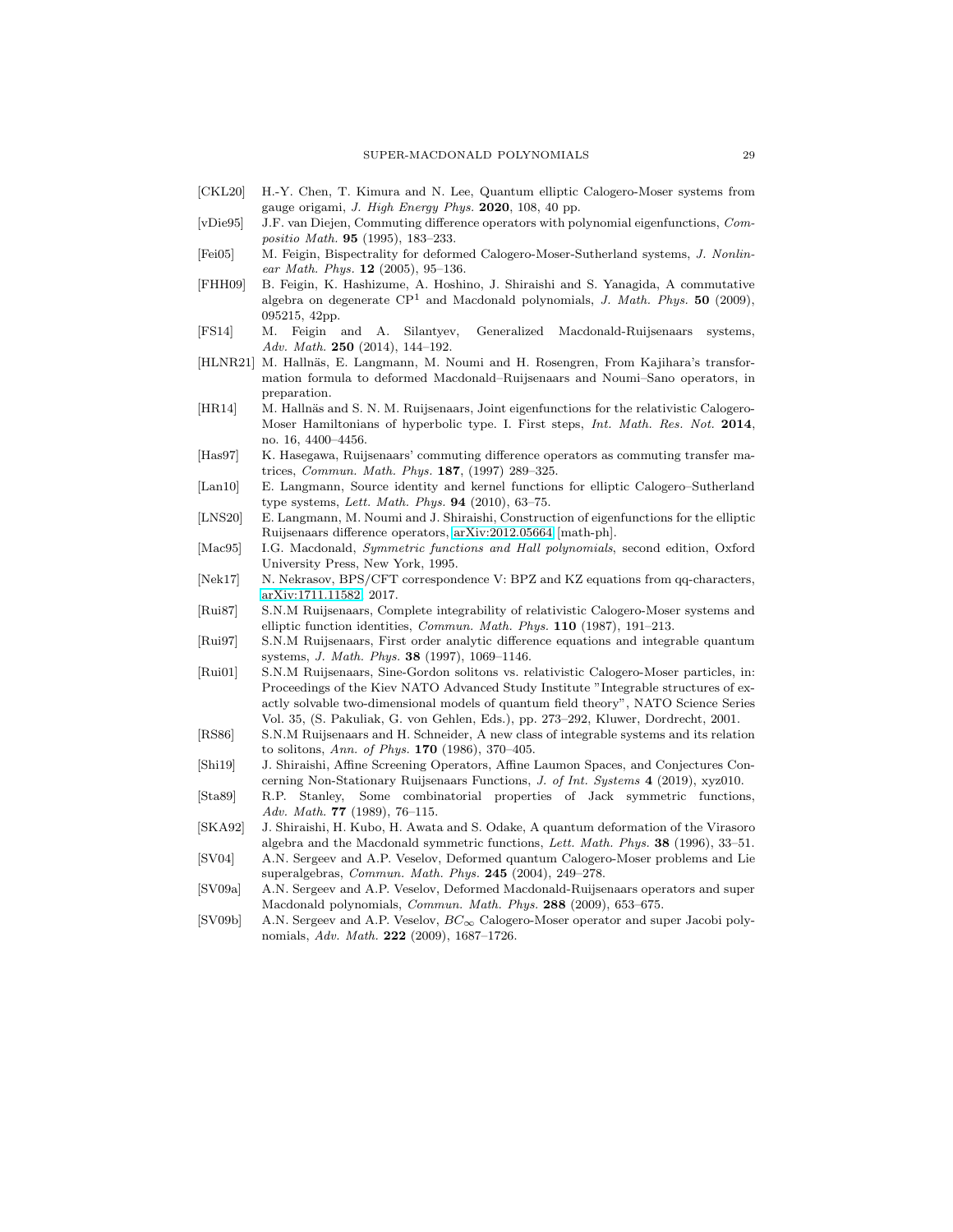[CKL20] H.-Y. Chen, T. Kimura and N. Lee, Quantum elliptic Calogero-Moser systems from gauge origami, *J. High Energy Phys.* **2020**, 108, 40 pp.

[vDie95] J.F. van Diejen, Commuting difference operators with polynomial eigenfunctions, *Compositio Math.* **95** (1995), 183–233.

[Fei05] M. Feigin, Bispectrality for deformed Calogero-Moser-Sutherland systems, *J. Nonlinear Math. Phys.* **12** (2005), 95–136.

[FHH09] B. Feigin, K. Hashizume, A. Hoshino, J. Shiraishi and S. Yanagida, A commutative algebra on degenerate $\mathrm{CP}^1$ and Macdonald polynomials, *J. Math. Phys.* **50** (2009), 095215, 42pp.

[FS14] M. Feigin and A. Silantyev, Generalized Macdonald-Ruijsenaars systems, *Adv. Math.* **250** (2014), 144–192.

[HLNR21] M. Hallnäs, E. Langmann, M. Noumi and H. Rosengren, From Kajihara's transformation formula to deformed Macdonald–Ruijsenaars and Noumi–Sano operators, in preparation.

[HR14] M. Hallnäs and S. N. M. Ruijsenaars, Joint eigenfunctions for the relativistic Calogero-Moser Hamiltonians of hyperbolic type. I. First steps, *Int. Math. Res. Not.* **2014**, no. 16, 4400–4456.

[Has97] K. Hasegawa, Ruijsenaars' commuting difference operators as commuting transfer matrices, *Commun. Math. Phys.* **187**, (1997) 289–325.

[Lan10] E. Langmann, Source identity and kernel functions for elliptic Calogero–Sutherland type systems, *Lett. Math. Phys.* **94** (2010), 63–75.

[LNS20] E. Langmann, M. Noumi and J. Shiraishi, Construction of eigenfunctions for the elliptic Ruijsenaars difference operators, arXiv:2012.05664 [math-ph].

[Mac95] I.G. Macdonald, *Symmetric functions and Hall polynomials*, second edition, Oxford University Press, New York, 1995.

[Nek17] N. Nekrasov, BPS/CFT correspondence V: BPZ and KZ equations from qq-characters, arXiv:1711.11582, 2017.

[Rui87] S.N.M Ruijsenaars, Complete integrability of relativistic Calogero-Moser systems and elliptic function identities, *Commun. Math. Phys.* **110** (1987), 191–213.

[Rui97] S.N.M Ruijsenaars, First order analytic difference equations and integrable quantum systems, *J. Math. Phys.* **38** (1997), 1069–1146.

[Rui01] S.N.M Ruijsenaars, Sine-Gordon solitons vs. relativistic Calogero-Moser particles, in: Proceedings of the Kiev NATO Advanced Study Institute "Integrable structures of exactly solvable two-dimensional models of quantum field theory", NATO Science Series Vol. 35, (S. Pakuliak, G. von Gehlen, Eds.), pp. 273–292, Kluwer, Dordrecht, 2001.

[RS86] S.N.M Ruijsenaars and H. Schneider, A new class of integrable systems and its relation to solitons, *Ann. of Phys.* **170** (1986), 370–405.

[Shi19] J. Shiraishi, Affine Screening Operators, Affine Laumon Spaces, and Conjectures Concerning Non-Stationary Ruijsenaars Functions, *J. of Int. Systems* **4** (2019), xyz010.

[Sta89] R.P. Stanley, Some combinatorial properties of Jack symmetric functions, *Adv. Math.* **77** (1989), 76–115.

[SKA92] J. Shiraishi, H. Kubo, H. Awata and S. Odake, A quantum deformation of the Virasoro algebra and the Macdonald symmetric functions, *Lett. Math. Phys.* **38** (1996), 33–51.

[SV04] A.N. Sergeev and A.P. Veselov, Deformed quantum Calogero-Moser problems and Lie superalgebras, *Commun. Math. Phys.* **245** (2004), 249–278.

[SV09a] A.N. Sergeev and A.P. Veselov, Deformed Macdonald-Ruijsenaars operators and super Macdonald polynomials, *Commun. Math. Phys.* **288** (2009), 653–675.

[SV09b] A.N. Sergeev and A.P. Veselov, $BC_\infty$ Calogero-Moser operator and super Jacobi polynomials, *Adv. Math.* **222** (2009), 1687–1726.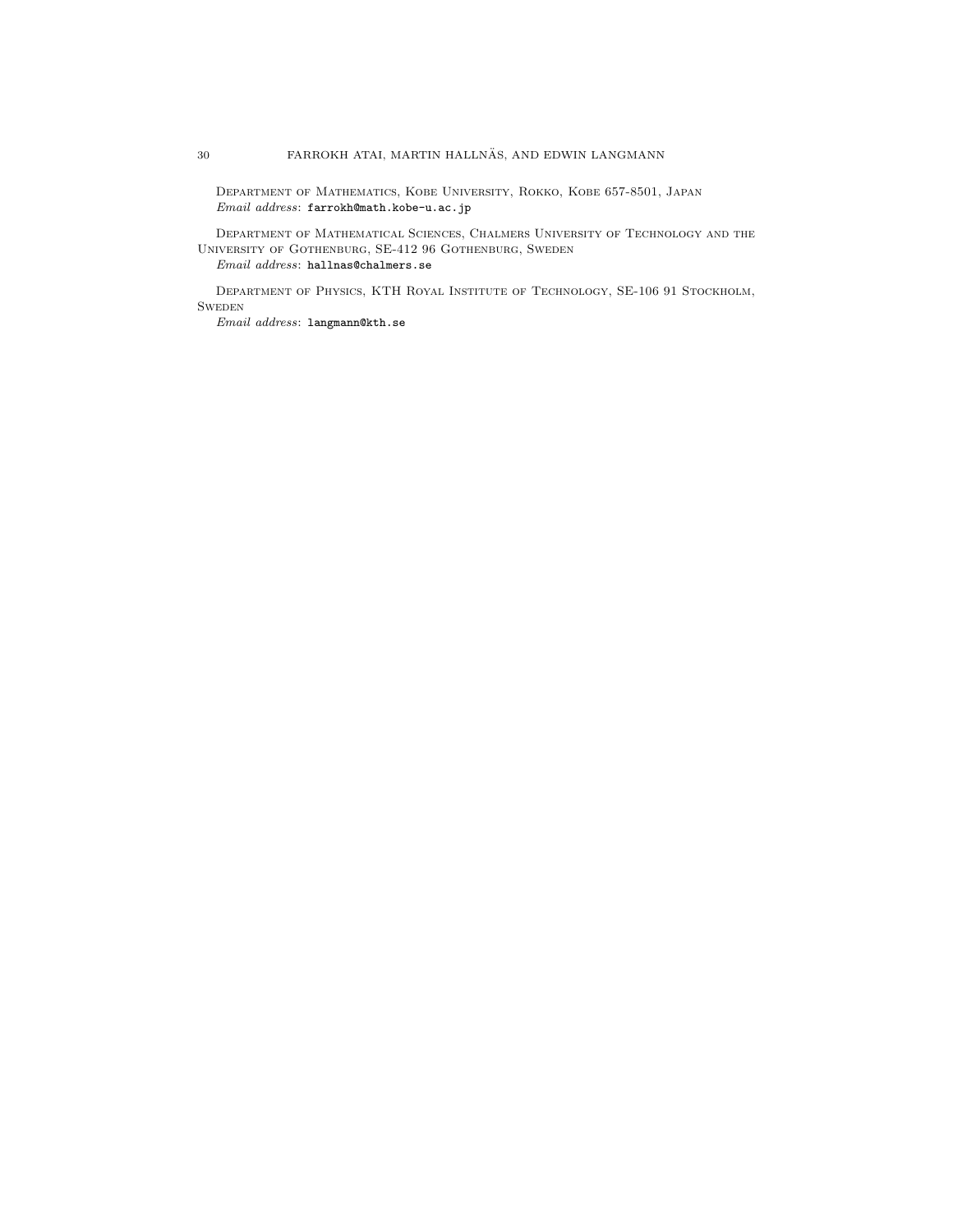Department of Mathematics, Kobe University, Rokko, Kobe 657-8501, Japan
*Email address*: farrokh@math.kobe-u.ac.jp

Department of Mathematical Sciences, Chalmers University of Technology and the University of Gothenburg, SE-412 96 Gothenburg, Sweden
*Email address*: hallnas@chalmers.se

Department of Physics, KTH Royal Institute of Technology, SE-106 91 Stockholm, Sweden
*Email address*: langmann@kth.se